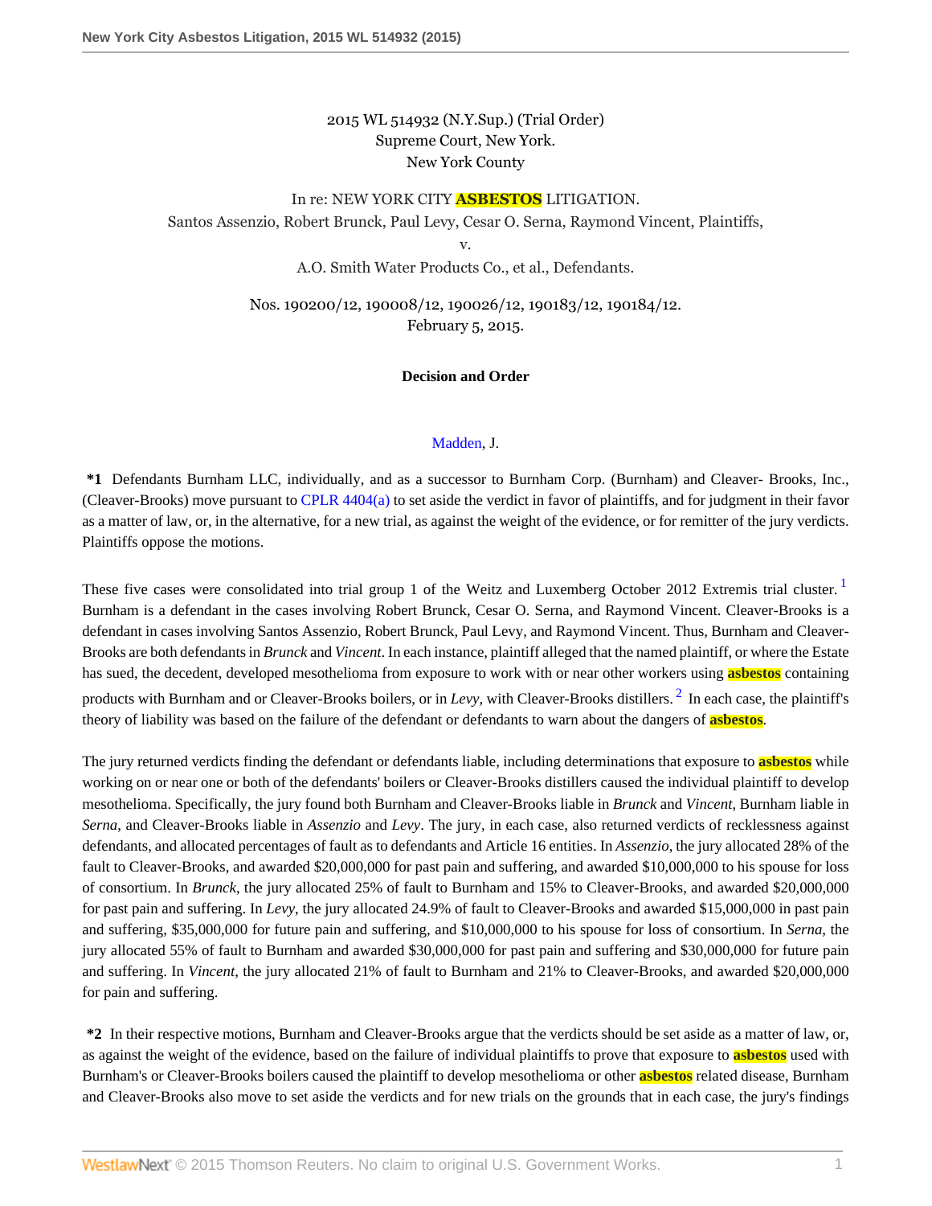2015 WL 514932 (N.Y.Sup.) (Trial Order)
Supreme Court, New York.
New York County

In re: NEW YORK CITY ASBESTOS LITIGATION.
Santos Assenzio, Robert Brunck, Paul Levy, Cesar O. Serna, Raymond Vincent, Plaintiffs,
v.
A.O. Smith Water Products Co., et al., Defendants.

Nos. 190200/12, 190008/12, 190026/12, 190183/12, 190184/12.
February 5, 2015.

**Decision and Order**

Madden, J.

**\*1** Defendants Burnham LLC, individually, and as a successor to Burnham Corp. (Burnham) and Cleaver- Brooks, Inc., (Cleaver-Brooks) move pursuant to CPLR 4404(a) to set aside the verdict in favor of plaintiffs, and for judgment in their favor as a matter of law, or, in the alternative, for a new trial, as against the weight of the evidence, or for remitter of the jury verdicts. Plaintiffs oppose the motions.

These five cases were consolidated into trial group 1 of the Weitz and Luxemberg October 2012 Extremis trial cluster.[1] Burnham is a defendant in the cases involving Robert Brunck, Cesar O. Serna, and Raymond Vincent. Cleaver-Brooks is a defendant in cases involving Santos Assenzio, Robert Brunck, Paul Levy, and Raymond Vincent. Thus, Burnham and Cleaver-Brooks are both defendants in *Brunck* and *Vincent*. In each instance, plaintiff alleged that the named plaintiff, or where the Estate has sued, the decedent, developed mesothelioma from exposure to work with or near other workers using asbestos containing products with Burnham and or Cleaver-Brooks boilers, or in *Levy*, with Cleaver-Brooks distillers.[2] In each case, the plaintiff's theory of liability was based on the failure of the defendant or defendants to warn about the dangers of asbestos.

The jury returned verdicts finding the defendant or defendants liable, including determinations that exposure to asbestos while working on or near one or both of the defendants' boilers or Cleaver-Brooks distillers caused the individual plaintiff to develop mesothelioma. Specifically, the jury found both Burnham and Cleaver-Brooks liable in *Brunck* and *Vincent*, Burnham liable in *Serna*, and Cleaver-Brooks liable in *Assenzio* and *Levy*. The jury, in each case, also returned verdicts of recklessness against defendants, and allocated percentages of fault as to defendants and Article 16 entities. In *Assenzio*, the jury allocated 28% of the fault to Cleaver-Brooks, and awarded $20,000,000 for past pain and suffering, and awarded $10,000,000 to his spouse for loss of consortium. In *Brunck*, the jury allocated 25% of fault to Burnham and 15% to Cleaver-Brooks, and awarded $20,000,000 for past pain and suffering. In *Levy*, the jury allocated 24.9% of fault to Cleaver-Brooks and awarded $15,000,000 in past pain and suffering, $35,000,000 for future pain and suffering, and $10,000,000 to his spouse for loss of consortium. In *Serna*, the jury allocated 55% of fault to Burnham and awarded $30,000,000 for past pain and suffering and $30,000,000 for future pain and suffering. In *Vincent*, the jury allocated 21% of fault to Burnham and 21% to Cleaver-Brooks, and awarded $20,000,000 for pain and suffering.

**\*2** In their respective motions, Burnham and Cleaver-Brooks argue that the verdicts should be set aside as a matter of law, or, as against the weight of the evidence, based on the failure of individual plaintiffs to prove that exposure to asbestos used with Burnham's or Cleaver-Brooks boilers caused the plaintiff to develop mesothelioma or other asbestos related disease, Burnham and Cleaver-Brooks also move to set aside the verdicts and for new trials on the grounds that in each case, the jury's findings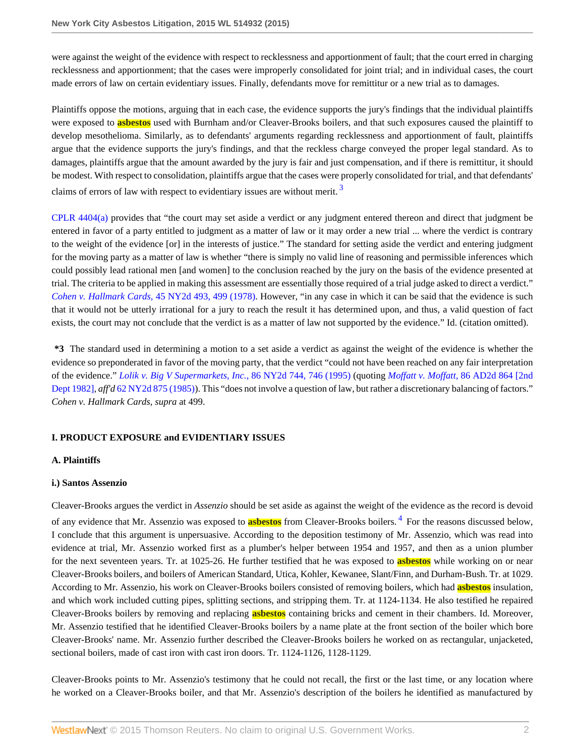were against the weight of the evidence with respect to recklessness and apportionment of fault; that the court erred in charging recklessness and apportionment; that the cases were improperly consolidated for joint trial; and in individual cases, the court made errors of law on certain evidentiary issues. Finally, defendants move for remittitur or a new trial as to damages.

Plaintiffs oppose the motions, arguing that in each case, the evidence supports the jury's findings that the individual plaintiffs were exposed to **asbestos** used with Burnham and/or Cleaver-Brooks boilers, and that such exposures caused the plaintiff to develop mesothelioma. Similarly, as to defendants' arguments regarding recklessness and apportionment of fault, plaintiffs argue that the evidence supports the jury's findings, and that the reckless charge conveyed the proper legal standard. As to damages, plaintiffs argue that the amount awarded by the jury is fair and just compensation, and if there is remittitur, it should be modest. With respect to consolidation, plaintiffs argue that the cases were properly consolidated for trial, and that defendants' claims of errors of law with respect to evidentiary issues are without merit. [3]

CPLR 4404(a) provides that "the court may set aside a verdict or any judgment entered thereon and direct that judgment be entered in favor of a party entitled to judgment as a matter of law or it may order a new trial ... where the verdict is contrary to the weight of the evidence [or] in the interests of justice." The standard for setting aside the verdict and entering judgment for the moving party as a matter of law is whether "there is simply no valid line of reasoning and permissible inferences which could possibly lead rational men [and women] to the conclusion reached by the jury on the basis of the evidence presented at trial. The criteria to be applied in making this assessment are essentially those required of a trial judge asked to direct a verdict." *Cohen v. Hallmark Cards,* 45 NY2d 493, 499 (1978). However, "in any case in which it can be said that the evidence is such that it would not be utterly irrational for a jury to reach the result it has determined upon, and thus, a valid question of fact exists, the court may not conclude that the verdict is as a matter of law not supported by the evidence." Id. (citation omitted).

**\*3** The standard used in determining a motion to a set aside a verdict as against the weight of the evidence is whether the evidence so preponderated in favor of the moving party, that the verdict "could not have been reached on any fair interpretation of the evidence." *Lolik v. Big V Supermarkets, Inc.,* 86 NY2d 744, 746 (1995) (quoting *Moffatt v. Moffatt,* 86 AD2d 864 [2nd Dept 1982], *aff'd* 62 NY2d 875 (1985)). This "does not involve a question of law, but rather a discretionary balancing of factors." *Cohen v. Hallmark Cards, supra* at 499.

## I. PRODUCT EXPOSURE and EVIDENTIARY ISSUES

### A. Plaintiffs

#### i.) Santos Assenzio

Cleaver-Brooks argues the verdict in *Assenzio* should be set aside as against the weight of the evidence as the record is devoid of any evidence that Mr. Assenzio was exposed to **asbestos** from Cleaver-Brooks boilers. [4] For the reasons discussed below, I conclude that this argument is unpersuasive. According to the deposition testimony of Mr. Assenzio, which was read into evidence at trial, Mr. Assenzio worked first as a plumber's helper between 1954 and 1957, and then as a union plumber for the next seventeen years. Tr. at 1025-26. He further testified that he was exposed to **asbestos** while working on or near Cleaver-Brooks boilers, and boilers of American Standard, Utica, Kohler, Kewanee, Slant/Finn, and Durham-Bush. Tr. at 1029. According to Mr. Assenzio, his work on Cleaver-Brooks boilers consisted of removing boilers, which had **asbestos** insulation, and which work included cutting pipes, splitting sections, and stripping them. Tr. at 1124-1134. He also testified he repaired Cleaver-Brooks boilers by removing and replacing **asbestos** containing bricks and cement in their chambers. Id. Moreover, Mr. Assenzio testified that he identified Cleaver-Brooks boilers by a name plate at the front section of the boiler which bore Cleaver-Brooks' name. Mr. Assenzio further described the Cleaver-Brooks boilers he worked on as rectangular, unjacketed, sectional boilers, made of cast iron with cast iron doors. Tr. 1124-1126, 1128-1129.

Cleaver-Brooks points to Mr. Assenzio's testimony that he could not recall, the first or the last time, or any location where he worked on a Cleaver-Brooks boiler, and that Mr. Assenzio's description of the boilers he identified as manufactured by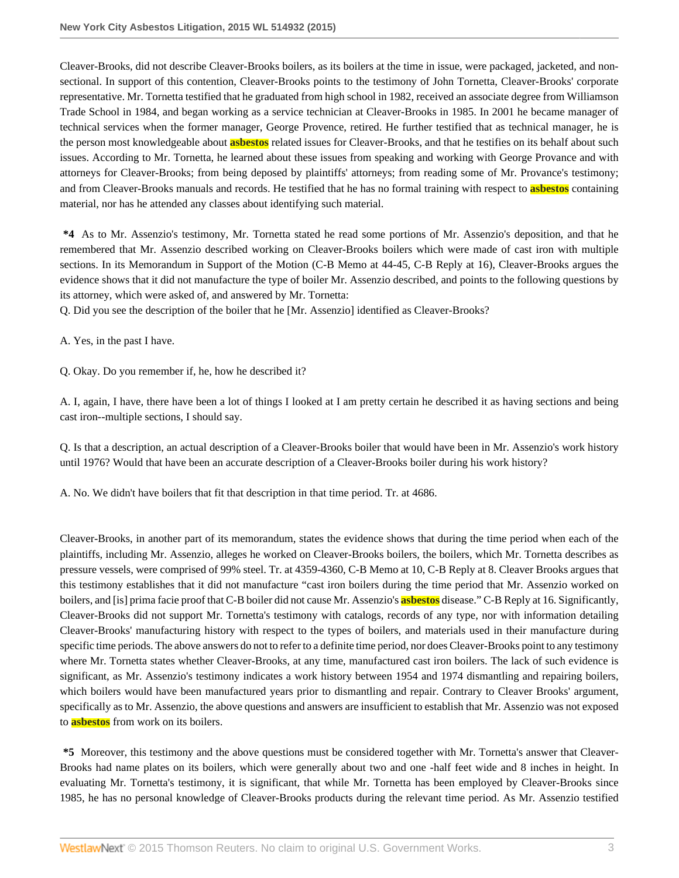Cleaver-Brooks, did not describe Cleaver-Brooks boilers, as its boilers at the time in issue, were packaged, jacketed, and non-sectional. In support of this contention, Cleaver-Brooks points to the testimony of John Tornetta, Cleaver-Brooks' corporate representative. Mr. Tornetta testified that he graduated from high school in 1982, received an associate degree from Williamson Trade School in 1984, and began working as a service technician at Cleaver-Brooks in 1985. In 2001 he became manager of technical services when the former manager, George Provence, retired. He further testified that as technical manager, he is the person most knowledgeable about asbestos related issues for Cleaver-Brooks, and that he testifies on its behalf about such issues. According to Mr. Tornetta, he learned about these issues from speaking and working with George Provance and with attorneys for Cleaver-Brooks; from being deposed by plaintiffs' attorneys; from reading some of Mr. Provance's testimony; and from Cleaver-Brooks manuals and records. He testified that he has no formal training with respect to asbestos containing material, nor has he attended any classes about identifying such material.

**\*4** As to Mr. Assenzio's testimony, Mr. Tornetta stated he read some portions of Mr. Assenzio's deposition, and that he remembered that Mr. Assenzio described working on Cleaver-Brooks boilers which were made of cast iron with multiple sections. In its Memorandum in Support of the Motion (C-B Memo at 44-45, C-B Reply at 16), Cleaver-Brooks argues the evidence shows that it did not manufacture the type of boiler Mr. Assenzio described, and points to the following questions by its attorney, which were asked of, and answered by Mr. Tornetta:

Q. Did you see the description of the boiler that he [Mr. Assenzio] identified as Cleaver-Brooks?

A. Yes, in the past I have.

Q. Okay. Do you remember if, he, how he described it?

A. I, again, I have, there have been a lot of things I looked at I am pretty certain he described it as having sections and being cast iron--multiple sections, I should say.

Q. Is that a description, an actual description of a Cleaver-Brooks boiler that would have been in Mr. Assenzio's work history until 1976? Would that have been an accurate description of a Cleaver-Brooks boiler during his work history?

A. No. We didn't have boilers that fit that description in that time period. Tr. at 4686.

Cleaver-Brooks, in another part of its memorandum, states the evidence shows that during the time period when each of the plaintiffs, including Mr. Assenzio, alleges he worked on Cleaver-Brooks boilers, the boilers, which Mr. Tornetta describes as pressure vessels, were comprised of 99% steel. Tr. at 4359-4360, C-B Memo at 10, C-B Reply at 8. Cleaver Brooks argues that this testimony establishes that it did not manufacture "cast iron boilers during the time period that Mr. Assenzio worked on boilers, and [is] prima facie proof that C-B boiler did not cause Mr. Assenzio's asbestos disease." C-B Reply at 16. Significantly, Cleaver-Brooks did not support Mr. Tornetta's testimony with catalogs, records of any type, nor with information detailing Cleaver-Brooks' manufacturing history with respect to the types of boilers, and materials used in their manufacture during specific time periods. The above answers do not to refer to a definite time period, nor does Cleaver-Brooks point to any testimony where Mr. Tornetta states whether Cleaver-Brooks, at any time, manufactured cast iron boilers. The lack of such evidence is significant, as Mr. Assenzio's testimony indicates a work history between 1954 and 1974 dismantling and repairing boilers, which boilers would have been manufactured years prior to dismantling and repair. Contrary to Cleaver Brooks' argument, specifically as to Mr. Assenzio, the above questions and answers are insufficient to establish that Mr. Assenzio was not exposed to asbestos from work on its boilers.

**\*5** Moreover, this testimony and the above questions must be considered together with Mr. Tornetta's answer that Cleaver-Brooks had name plates on its boilers, which were generally about two and one -half feet wide and 8 inches in height. In evaluating Mr. Tornetta's testimony, it is significant, that while Mr. Tornetta has been employed by Cleaver-Brooks since 1985, he has no personal knowledge of Cleaver-Brooks products during the relevant time period. As Mr. Assenzio testified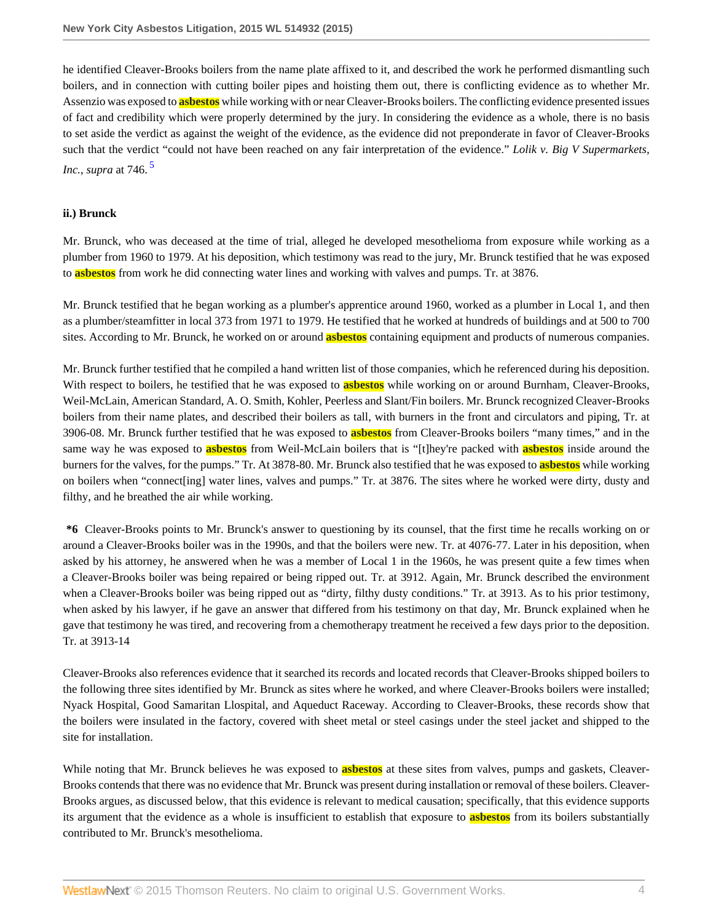he identified Cleaver-Brooks boilers from the name plate affixed to it, and described the work he performed dismantling such boilers, and in connection with cutting boiler pipes and hoisting them out, there is conflicting evidence as to whether Mr. Assenzio was exposed to asbestos while working with or near Cleaver-Brooks boilers. The conflicting evidence presented issues of fact and credibility which were properly determined by the jury. In considering the evidence as a whole, there is no basis to set aside the verdict as against the weight of the evidence, as the evidence did not preponderate in favor of Cleaver-Brooks such that the verdict "could not have been reached on any fair interpretation of the evidence." *Lolik v. Big V Supermarkets, Inc.*, *supra* at 746. [5]

**ii.) Brunck**

Mr. Brunck, who was deceased at the time of trial, alleged he developed mesothelioma from exposure while working as a plumber from 1960 to 1979. At his deposition, which testimony was read to the jury, Mr. Brunck testified that he was exposed to asbestos from work he did connecting water lines and working with valves and pumps. Tr. at 3876.

Mr. Brunck testified that he began working as a plumber's apprentice around 1960, worked as a plumber in Local 1, and then as a plumber/steamfitter in local 373 from 1971 to 1979. He testified that he worked at hundreds of buildings and at 500 to 700 sites. According to Mr. Brunck, he worked on or around asbestos containing equipment and products of numerous companies.

Mr. Brunck further testified that he compiled a hand written list of those companies, which he referenced during his deposition. With respect to boilers, he testified that he was exposed to asbestos while working on or around Burnham, Cleaver-Brooks, Weil-McLain, American Standard, A. O. Smith, Kohler, Peerless and Slant/Fin boilers. Mr. Brunck recognized Cleaver-Brooks boilers from their name plates, and described their boilers as tall, with burners in the front and circulators and piping, Tr. at 3906-08. Mr. Brunck further testified that he was exposed to asbestos from Cleaver-Brooks boilers "many times," and in the same way he was exposed to asbestos from Weil-McLain boilers that is "[t]hey're packed with asbestos inside around the burners for the valves, for the pumps." Tr. At 3878-80. Mr. Brunck also testified that he was exposed to asbestos while working on boilers when "connect[ing] water lines, valves and pumps." Tr. at 3876. The sites where he worked were dirty, dusty and filthy, and he breathed the air while working.

**\*6** Cleaver-Brooks points to Mr. Brunck's answer to questioning by its counsel, that the first time he recalls working on or around a Cleaver-Brooks boiler was in the 1990s, and that the boilers were new. Tr. at 4076-77. Later in his deposition, when asked by his attorney, he answered when he was a member of Local 1 in the 1960s, he was present quite a few times when a Cleaver-Brooks boiler was being repaired or being ripped out. Tr. at 3912. Again, Mr. Brunck described the environment when a Cleaver-Brooks boiler was being ripped out as "dirty, filthy dusty conditions." Tr. at 3913. As to his prior testimony, when asked by his lawyer, if he gave an answer that differed from his testimony on that day, Mr. Brunck explained when he gave that testimony he was tired, and recovering from a chemotherapy treatment he received a few days prior to the deposition. Tr. at 3913-14

Cleaver-Brooks also references evidence that it searched its records and located records that Cleaver-Brooks shipped boilers to the following three sites identified by Mr. Brunck as sites where he worked, and where Cleaver-Brooks boilers were installed; Nyack Hospital, Good Samaritan Llospital, and Aqueduct Raceway. According to Cleaver-Brooks, these records show that the boilers were insulated in the factory, covered with sheet metal or steel casings under the steel jacket and shipped to the site for installation.

While noting that Mr. Brunck believes he was exposed to asbestos at these sites from valves, pumps and gaskets, Cleaver-Brooks contends that there was no evidence that Mr. Brunck was present during installation or removal of these boilers. Cleaver-Brooks argues, as discussed below, that this evidence is relevant to medical causation; specifically, that this evidence supports its argument that the evidence as a whole is insufficient to establish that exposure to asbestos from its boilers substantially contributed to Mr. Brunck's mesothelioma.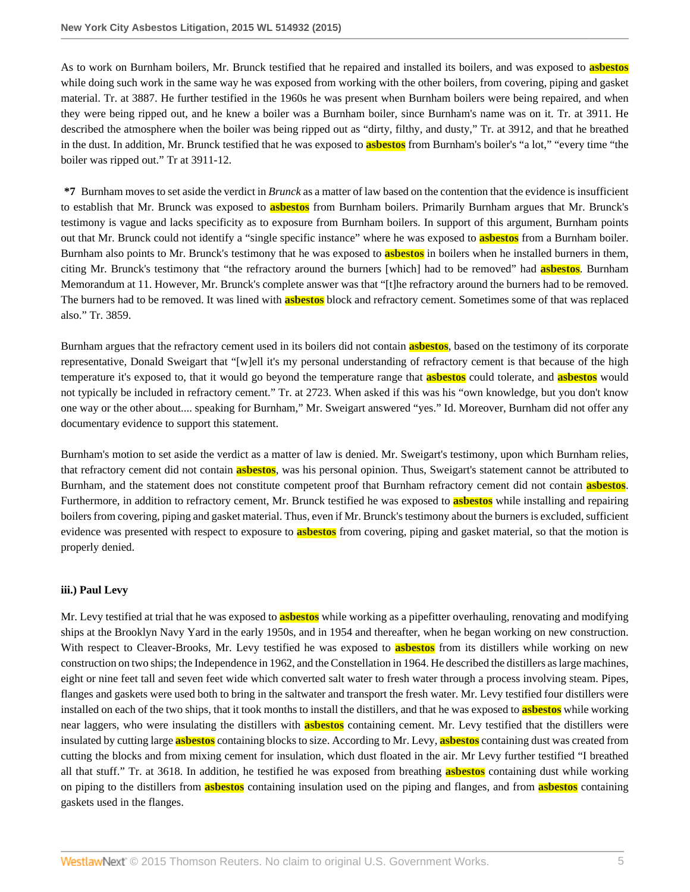As to work on Burnham boilers, Mr. Brunck testified that he repaired and installed its boilers, and was exposed to asbestos while doing such work in the same way he was exposed from working with the other boilers, from covering, piping and gasket material. Tr. at 3887. He further testified in the 1960s he was present when Burnham boilers were being repaired, and when they were being ripped out, and he knew a boiler was a Burnham boiler, since Burnham's name was on it. Tr. at 3911. He described the atmosphere when the boiler was being ripped out as "dirty, filthy, and dusty," Tr. at 3912, and that he breathed in the dust. In addition, Mr. Brunck testified that he was exposed to asbestos from Burnham's boiler's "a lot," "every time "the boiler was ripped out." Tr at 3911-12.

**\*7** Burnham moves to set aside the verdict in *Brunck* as a matter of law based on the contention that the evidence is insufficient to establish that Mr. Brunck was exposed to asbestos from Burnham boilers. Primarily Burnham argues that Mr. Brunck's testimony is vague and lacks specificity as to exposure from Burnham boilers. In support of this argument, Burnham points out that Mr. Brunck could not identify a "single specific instance" where he was exposed to asbestos from a Burnham boiler. Burnham also points to Mr. Brunck's testimony that he was exposed to asbestos in boilers when he installed burners in them, citing Mr. Brunck's testimony that "the refractory around the burners [which] had to be removed" had asbestos. Burnham Memorandum at 11. However, Mr. Brunck's complete answer was that "[t]he refractory around the burners had to be removed. The burners had to be removed. It was lined with asbestos block and refractory cement. Sometimes some of that was replaced also." Tr. 3859.

Burnham argues that the refractory cement used in its boilers did not contain asbestos, based on the testimony of its corporate representative, Donald Sweigart that "[w]ell it's my personal understanding of refractory cement is that because of the high temperature it's exposed to, that it would go beyond the temperature range that asbestos could tolerate, and asbestos would not typically be included in refractory cement." Tr. at 2723. When asked if this was his "own knowledge, but you don't know one way or the other about.... speaking for Burnham," Mr. Sweigart answered "yes." Id. Moreover, Burnham did not offer any documentary evidence to support this statement.

Burnham's motion to set aside the verdict as a matter of law is denied. Mr. Sweigart's testimony, upon which Burnham relies, that refractory cement did not contain asbestos, was his personal opinion. Thus, Sweigart's statement cannot be attributed to Burnham, and the statement does not constitute competent proof that Burnham refractory cement did not contain asbestos. Furthermore, in addition to refractory cement, Mr. Brunck testified he was exposed to asbestos while installing and repairing boilers from covering, piping and gasket material. Thus, even if Mr. Brunck's testimony about the burners is excluded, sufficient evidence was presented with respect to exposure to asbestos from covering, piping and gasket material, so that the motion is properly denied.

### iii.) Paul Levy

Mr. Levy testified at trial that he was exposed to asbestos while working as a pipefitter overhauling, renovating and modifying ships at the Brooklyn Navy Yard in the early 1950s, and in 1954 and thereafter, when he began working on new construction. With respect to Cleaver-Brooks, Mr. Levy testified he was exposed to asbestos from its distillers while working on new construction on two ships; the Independence in 1962, and the Constellation in 1964. He described the distillers as large machines, eight or nine feet tall and seven feet wide which converted salt water to fresh water through a process involving steam. Pipes, flanges and gaskets were used both to bring in the saltwater and transport the fresh water. Mr. Levy testified four distillers were installed on each of the two ships, that it took months to install the distillers, and that he was exposed to asbestos while working near laggers, who were insulating the distillers with asbestos containing cement. Mr. Levy testified that the distillers were insulated by cutting large asbestos containing blocks to size. According to Mr. Levy, asbestos containing dust was created from cutting the blocks and from mixing cement for insulation, which dust floated in the air. Mr Levy further testified "I breathed all that stuff." Tr. at 3618. In addition, he testified he was exposed from breathing asbestos containing dust while working on piping to the distillers from asbestos containing insulation used on the piping and flanges, and from asbestos containing gaskets used in the flanges.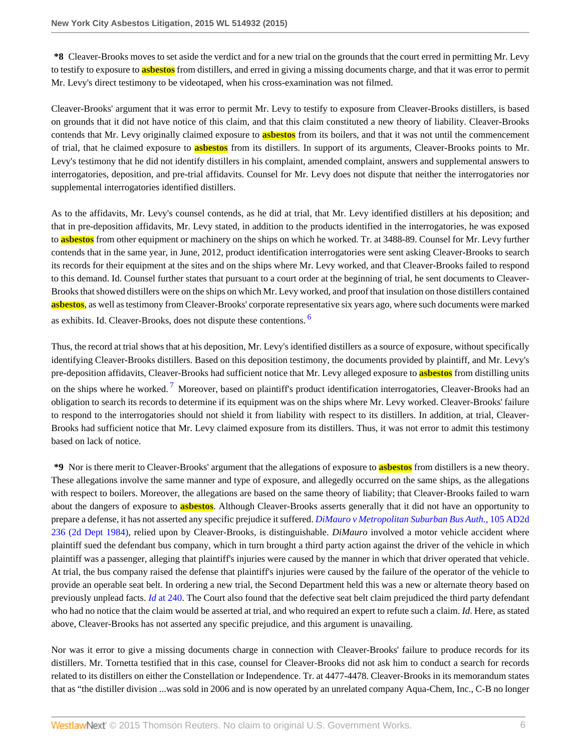**\*8** Cleaver-Brooks moves to set aside the verdict and for a new trial on the grounds that the court erred in permitting Mr. Levy to testify to exposure to asbestos from distillers, and erred in giving a missing documents charge, and that it was error to permit Mr. Levy's direct testimony to be videotaped, when his cross-examination was not filmed.

Cleaver-Brooks' argument that it was error to permit Mr. Levy to testify to exposure from Cleaver-Brooks distillers, is based on grounds that it did not have notice of this claim, and that this claim constituted a new theory of liability. Cleaver-Brooks contends that Mr. Levy originally claimed exposure to asbestos from its boilers, and that it was not until the commencement of trial, that he claimed exposure to asbestos from its distillers. In support of its arguments, Cleaver-Brooks points to Mr. Levy's testimony that he did not identify distillers in his complaint, amended complaint, answers and supplemental answers to interrogatories, deposition, and pre-trial affidavits. Counsel for Mr. Levy does not dispute that neither the interrogatories nor supplemental interrogatories identified distillers.

As to the affidavits, Mr. Levy's counsel contends, as he did at trial, that Mr. Levy identified distillers at his deposition; and that in pre-deposition affidavits, Mr. Levy stated, in addition to the products identified in the interrogatories, he was exposed to asbestos from other equipment or machinery on the ships on which he worked. Tr. at 3488-89. Counsel for Mr. Levy further contends that in the same year, in June, 2012, product identification interrogatories were sent asking Cleaver-Brooks to search its records for their equipment at the sites and on the ships where Mr. Levy worked, and that Cleaver-Brooks failed to respond to this demand. Id. Counsel further states that pursuant to a court order at the beginning of trial, he sent documents to Cleaver-Brooks that showed distillers were on the ships on which Mr. Levy worked, and proof that insulation on those distillers contained asbestos, as well as testimony from Cleaver-Brooks' corporate representative six years ago, where such documents were marked as exhibits. Id. Cleaver-Brooks, does not dispute these contentions. [6]

Thus, the record at trial shows that at his deposition, Mr. Levy's identified distillers as a source of exposure, without specifically identifying Cleaver-Brooks distillers. Based on this deposition testimony, the documents provided by plaintiff, and Mr. Levy's pre-deposition affidavits, Cleaver-Brooks had sufficient notice that Mr. Levy alleged exposure to asbestos from distilling units on the ships where he worked. [7] Moreover, based on plaintiff's product identification interrogatories, Cleaver-Brooks had an obligation to search its records to determine if its equipment was on the ships where Mr. Levy worked. Cleaver-Brooks' failure to respond to the interrogatories should not shield it from liability with respect to its distillers. In addition, at trial, Cleaver-Brooks had sufficient notice that Mr. Levy claimed exposure from its distillers. Thus, it was not error to admit this testimony based on lack of notice.

**\*9** Nor is there merit to Cleaver-Brooks' argument that the allegations of exposure to asbestos from distillers is a new theory. These allegations involve the same manner and type of exposure, and allegedly occurred on the same ships, as the allegations with respect to boilers. Moreover, the allegations are based on the same theory of liability; that Cleaver-Brooks failed to warn about the dangers of exposure to asbestos. Although Cleaver-Brooks asserts generally that it did not have an opportunity to prepare a defense, it has not asserted any specific prejudice it suffered. *DiMauro v Metropolitan Suburban Bus Auth.,* 105 AD2d 236 (2d Dept 1984), relied upon by Cleaver-Brooks, is distinguishable. *DiMauro* involved a motor vehicle accident where plaintiff sued the defendant bus company, which in turn brought a third party action against the driver of the vehicle in which plaintiff was a passenger, alleging that plaintiff's injuries were caused by the manner in which that driver operated that vehicle. At trial, the bus company raised the defense that plaintiff's injuries were caused by the failure of the operator of the vehicle to provide an operable seat belt. In ordering a new trial, the Second Department held this was a new or alternate theory based on previously unplead facts. *Id* at 240. The Court also found that the defective seat belt claim prejudiced the third party defendant who had no notice that the claim would be asserted at trial, and who required an expert to refute such a claim. *Id*. Here, as stated above, Cleaver-Brooks has not asserted any specific prejudice, and this argument is unavailing.

Nor was it error to give a missing documents charge in connection with Cleaver-Brooks' failure to produce records for its distillers. Mr. Tornetta testified that in this case, counsel for Cleaver-Brooks did not ask him to conduct a search for records related to its distillers on either the Constellation or Independence. Tr. at 4477-4478. Cleaver-Brooks in its memorandum states that as "the distiller division ...was sold in 2006 and is now operated by an unrelated company Aqua-Chem, Inc., C-B no longer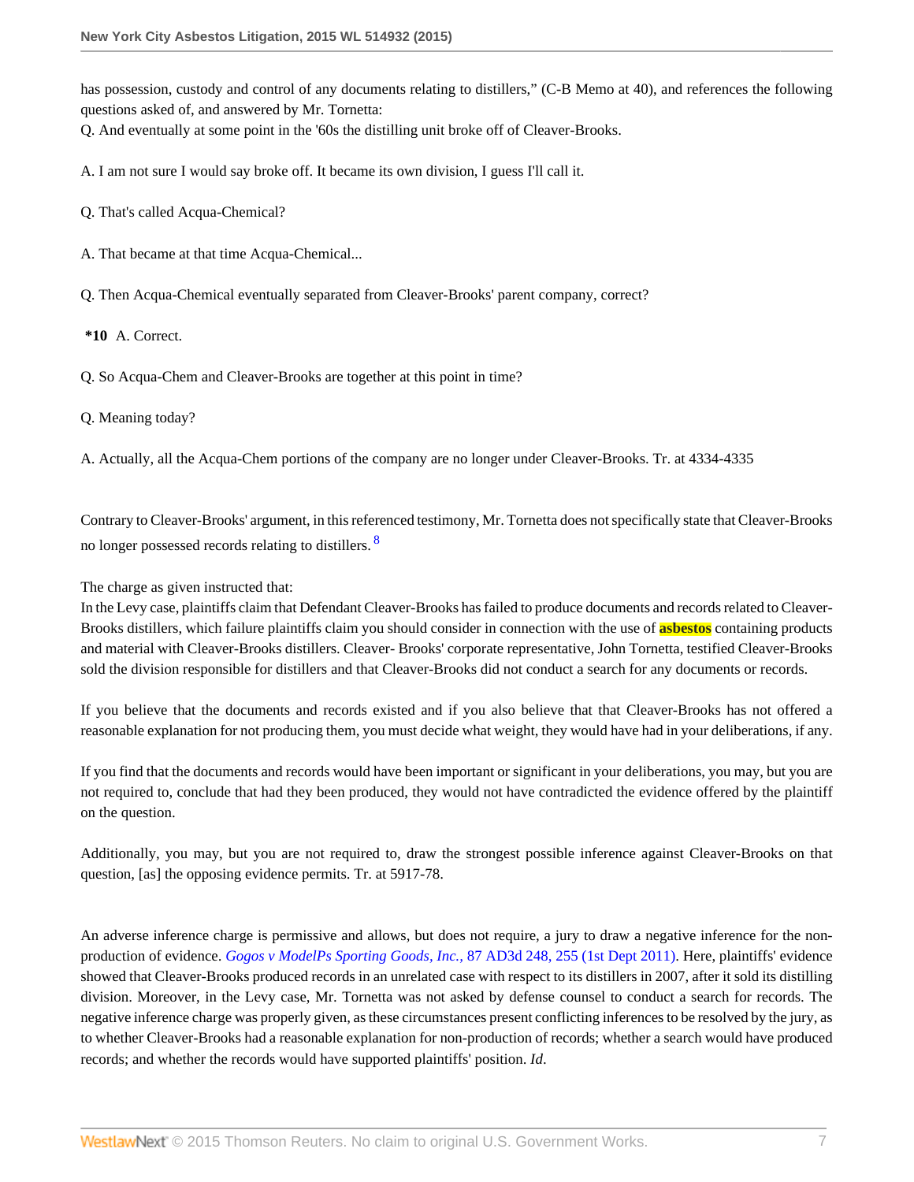has possession, custody and control of any documents relating to distillers," (C-B Memo at 40), and references the following questions asked of, and answered by Mr. Tornetta:

Q. And eventually at some point in the '60s the distilling unit broke off of Cleaver-Brooks.

A. I am not sure I would say broke off. It became its own division, I guess I'll call it.

Q. That's called Acqua-Chemical?

A. That became at that time Acqua-Chemical...

Q. Then Acqua-Chemical eventually separated from Cleaver-Brooks' parent company, correct?

**\*10** A. Correct.

Q. So Acqua-Chem and Cleaver-Brooks are together at this point in time?

Q. Meaning today?

A. Actually, all the Acqua-Chem portions of the company are no longer under Cleaver-Brooks. Tr. at 4334-4335

Contrary to Cleaver-Brooks' argument, in this referenced testimony, Mr. Tornetta does not specifically state that Cleaver-Brooks no longer possessed records relating to distillers. [8]

The charge as given instructed that:

In the Levy case, plaintiffs claim that Defendant Cleaver-Brooks has failed to produce documents and records related to Cleaver-Brooks distillers, which failure plaintiffs claim you should consider in connection with the use of asbestos containing products and material with Cleaver-Brooks distillers. Cleaver- Brooks' corporate representative, John Tornetta, testified Cleaver-Brooks sold the division responsible for distillers and that Cleaver-Brooks did not conduct a search for any documents or records.

If you believe that the documents and records existed and if you also believe that that Cleaver-Brooks has not offered a reasonable explanation for not producing them, you must decide what weight, they would have had in your deliberations, if any.

If you find that the documents and records would have been important or significant in your deliberations, you may, but you are not required to, conclude that had they been produced, they would not have contradicted the evidence offered by the plaintiff on the question.

Additionally, you may, but you are not required to, draw the strongest possible inference against Cleaver-Brooks on that question, [as] the opposing evidence permits. Tr. at 5917-78.

An adverse inference charge is permissive and allows, but does not require, a jury to draw a negative inference for the non-production of evidence. *Gogos v ModelPs Sporting Goods, Inc.,* 87 AD3d 248, 255 (1st Dept 2011). Here, plaintiffs' evidence showed that Cleaver-Brooks produced records in an unrelated case with respect to its distillers in 2007, after it sold its distilling division. Moreover, in the Levy case, Mr. Tornetta was not asked by defense counsel to conduct a search for records. The negative inference charge was properly given, as these circumstances present conflicting inferences to be resolved by the jury, as to whether Cleaver-Brooks had a reasonable explanation for non-production of records; whether a search would have produced records; and whether the records would have supported plaintiffs' position. *Id.*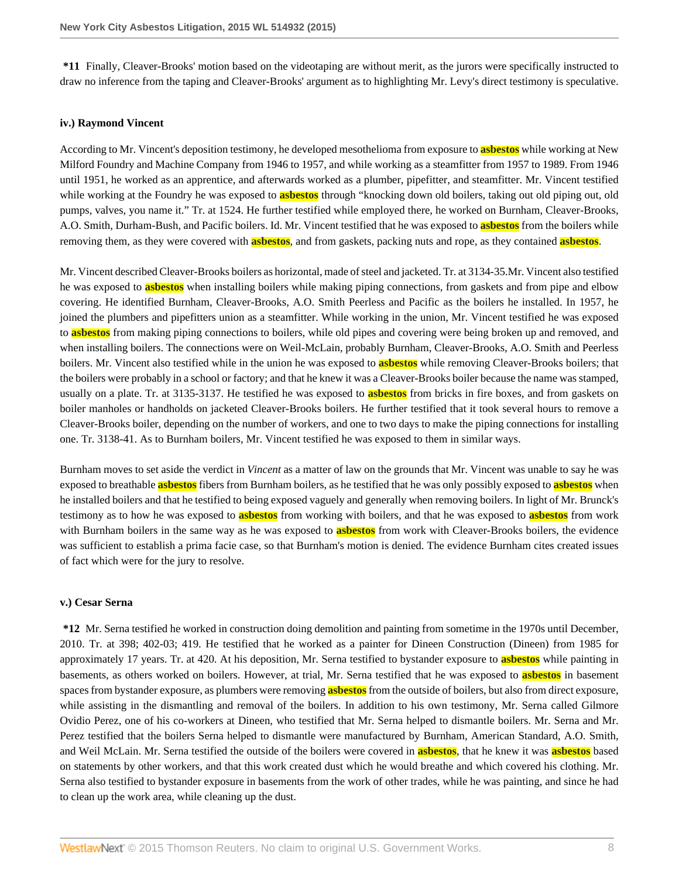**\*11** Finally, Cleaver-Brooks' motion based on the videotaping are without merit, as the jurors were specifically instructed to draw no inference from the taping and Cleaver-Brooks' argument as to highlighting Mr. Levy's direct testimony is speculative.

### iv.) Raymond Vincent

According to Mr. Vincent's deposition testimony, he developed mesothelioma from exposure to asbestos while working at New Milford Foundry and Machine Company from 1946 to 1957, and while working as a steamfitter from 1957 to 1989. From 1946 until 1951, he worked as an apprentice, and afterwards worked as a plumber, pipefitter, and steamfitter. Mr. Vincent testified while working at the Foundry he was exposed to asbestos through "knocking down old boilers, taking out old piping out, old pumps, valves, you name it." Tr. at 1524. He further testified while employed there, he worked on Burnham, Cleaver-Brooks, A.O. Smith, Durham-Bush, and Pacific boilers. Id. Mr. Vincent testified that he was exposed to asbestos from the boilers while removing them, as they were covered with asbestos, and from gaskets, packing nuts and rope, as they contained asbestos.

Mr. Vincent described Cleaver-Brooks boilers as horizontal, made of steel and jacketed. Tr. at 3134-35.Mr. Vincent also testified he was exposed to asbestos when installing boilers while making piping connections, from gaskets and from pipe and elbow covering. He identified Burnham, Cleaver-Brooks, A.O. Smith Peerless and Pacific as the boilers he installed. In 1957, he joined the plumbers and pipefitters union as a steamfitter. While working in the union, Mr. Vincent testified he was exposed to asbestos from making piping connections to boilers, while old pipes and covering were being broken up and removed, and when installing boilers. The connections were on Weil-McLain, probably Burnham, Cleaver-Brooks, A.O. Smith and Peerless boilers. Mr. Vincent also testified while in the union he was exposed to asbestos while removing Cleaver-Brooks boilers; that the boilers were probably in a school or factory; and that he knew it was a Cleaver-Brooks boiler because the name was stamped, usually on a plate. Tr. at 3135-3137. He testified he was exposed to asbestos from bricks in fire boxes, and from gaskets on boiler manholes or handholds on jacketed Cleaver-Brooks boilers. He further testified that it took several hours to remove a Cleaver-Brooks boiler, depending on the number of workers, and one to two days to make the piping connections for installing one. Tr. 3138-41. As to Burnham boilers, Mr. Vincent testified he was exposed to them in similar ways.

Burnham moves to set aside the verdict in *Vincent* as a matter of law on the grounds that Mr. Vincent was unable to say he was exposed to breathable asbestos fibers from Burnham boilers, as he testified that he was only possibly exposed to asbestos when he installed boilers and that he testified to being exposed vaguely and generally when removing boilers. In light of Mr. Brunck's testimony as to how he was exposed to asbestos from working with boilers, and that he was exposed to asbestos from work with Burnham boilers in the same way as he was exposed to asbestos from work with Cleaver-Brooks boilers, the evidence was sufficient to establish a prima facie case, so that Burnham's motion is denied. The evidence Burnham cites created issues of fact which were for the jury to resolve.

### v.) Cesar Serna

**\*12** Mr. Serna testified he worked in construction doing demolition and painting from sometime in the 1970s until December, 2010. Tr. at 398; 402-03; 419. He testified that he worked as a painter for Dineen Construction (Dineen) from 1985 for approximately 17 years. Tr. at 420. At his deposition, Mr. Serna testified to bystander exposure to asbestos while painting in basements, as others worked on boilers. However, at trial, Mr. Serna testified that he was exposed to asbestos in basement spaces from bystander exposure, as plumbers were removing asbestos from the outside of boilers, but also from direct exposure, while assisting in the dismantling and removal of the boilers. In addition to his own testimony, Mr. Serna called Gilmore Ovidio Perez, one of his co-workers at Dineen, who testified that Mr. Serna helped to dismantle boilers. Mr. Serna and Mr. Perez testified that the boilers Serna helped to dismantle were manufactured by Burnham, American Standard, A.O. Smith, and Weil McLain. Mr. Serna testified the outside of the boilers were covered in asbestos, that he knew it was asbestos based on statements by other workers, and that this work created dust which he would breathe and which covered his clothing. Mr. Serna also testified to bystander exposure in basements from the work of other trades, while he was painting, and since he had to clean up the work area, while cleaning up the dust.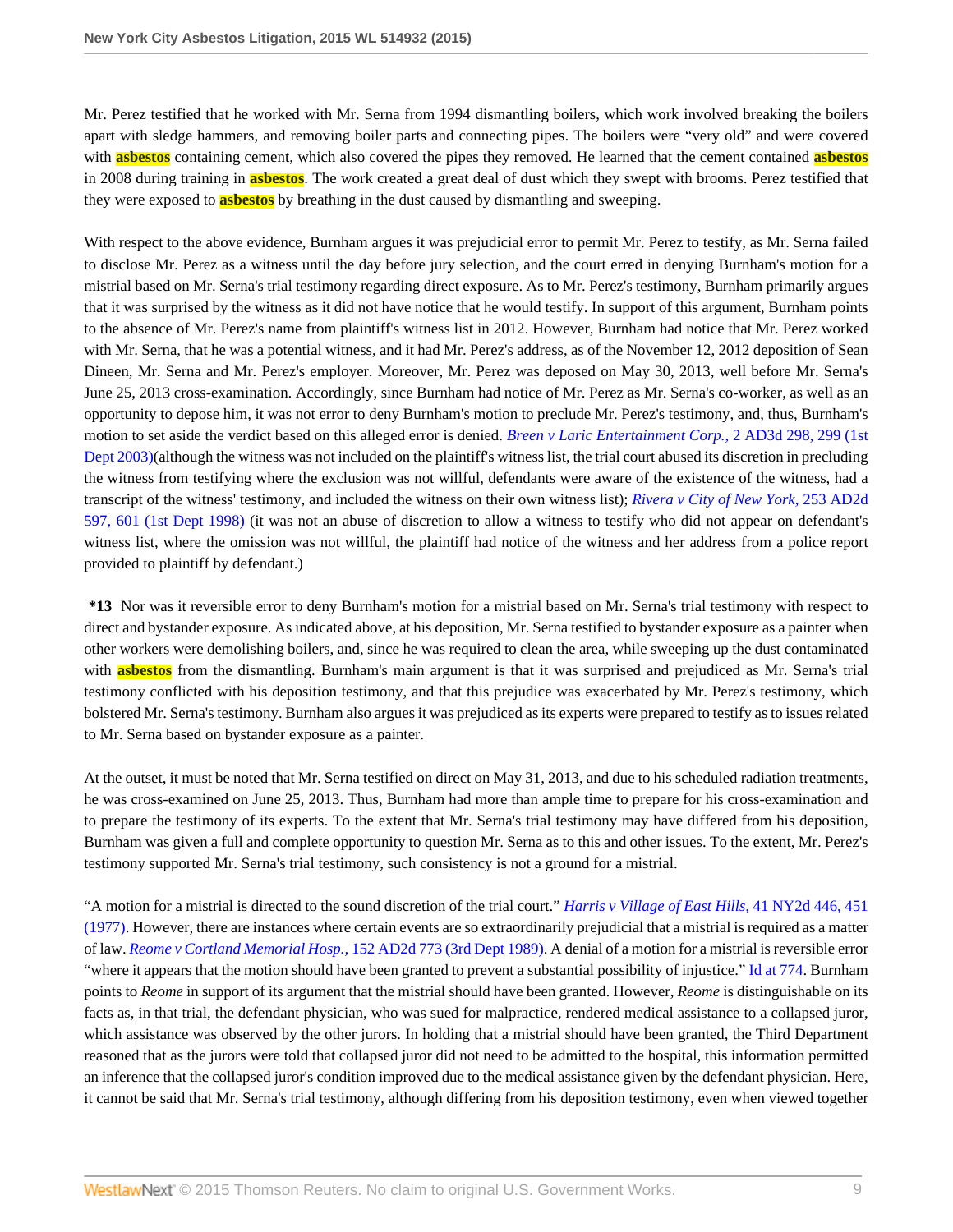Mr. Perez testified that he worked with Mr. Serna from 1994 dismantling boilers, which work involved breaking the boilers apart with sledge hammers, and removing boiler parts and connecting pipes. The boilers were "very old" and were covered with asbestos containing cement, which also covered the pipes they removed. He learned that the cement contained asbestos in 2008 during training in asbestos. The work created a great deal of dust which they swept with brooms. Perez testified that they were exposed to asbestos by breathing in the dust caused by dismantling and sweeping.

With respect to the above evidence, Burnham argues it was prejudicial error to permit Mr. Perez to testify, as Mr. Serna failed to disclose Mr. Perez as a witness until the day before jury selection, and the court erred in denying Burnham's motion for a mistrial based on Mr. Serna's trial testimony regarding direct exposure. As to Mr. Perez's testimony, Burnham primarily argues that it was surprised by the witness as it did not have notice that he would testify. In support of this argument, Burnham points to the absence of Mr. Perez's name from plaintiff's witness list in 2012. However, Burnham had notice that Mr. Perez worked with Mr. Serna, that he was a potential witness, and it had Mr. Perez's address, as of the November 12, 2012 deposition of Sean Dineen, Mr. Serna and Mr. Perez's employer. Moreover, Mr. Perez was deposed on May 30, 2013, well before Mr. Serna's June 25, 2013 cross-examination. Accordingly, since Burnham had notice of Mr. Perez as Mr. Serna's co-worker, as well as an opportunity to depose him, it was not error to deny Burnham's motion to preclude Mr. Perez's testimony, and, thus, Burnham's motion to set aside the verdict based on this alleged error is denied. *Breen v Laric Entertainment Corp.,* 2 AD3d 298, 299 (1st Dept 2003)(although the witness was not included on the plaintiff's witness list, the trial court abused its discretion in precluding the witness from testifying where the exclusion was not willful, defendants were aware of the existence of the witness, had a transcript of the witness' testimony, and included the witness on their own witness list); *Rivera v City of New York,* 253 AD2d 597, 601 (1st Dept 1998) (it was not an abuse of discretion to allow a witness to testify who did not appear on defendant's witness list, where the omission was not willful, the plaintiff had notice of the witness and her address from a police report provided to plaintiff by defendant.)

**\*13** Nor was it reversible error to deny Burnham's motion for a mistrial based on Mr. Serna's trial testimony with respect to direct and bystander exposure. As indicated above, at his deposition, Mr. Serna testified to bystander exposure as a painter when other workers were demolishing boilers, and, since he was required to clean the area, while sweeping up the dust contaminated with asbestos from the dismantling. Burnham's main argument is that it was surprised and prejudiced as Mr. Serna's trial testimony conflicted with his deposition testimony, and that this prejudice was exacerbated by Mr. Perez's testimony, which bolstered Mr. Serna's testimony. Burnham also argues it was prejudiced as its experts were prepared to testify as to issues related to Mr. Serna based on bystander exposure as a painter.

At the outset, it must be noted that Mr. Serna testified on direct on May 31, 2013, and due to his scheduled radiation treatments, he was cross-examined on June 25, 2013. Thus, Burnham had more than ample time to prepare for his cross-examination and to prepare the testimony of its experts. To the extent that Mr. Serna's trial testimony may have differed from his deposition, Burnham was given a full and complete opportunity to question Mr. Serna as to this and other issues. To the extent, Mr. Perez's testimony supported Mr. Serna's trial testimony, such consistency is not a ground for a mistrial.

"A motion for a mistrial is directed to the sound discretion of the trial court." *Harris v Village of East Hills,* 41 NY2d 446, 451 (1977). However, there are instances where certain events are so extraordinarily prejudicial that a mistrial is required as a matter of law. *Reome v Cortland Memorial Hosp.,* 152 AD2d 773 (3rd Dept 1989). A denial of a motion for a mistrial is reversible error "where it appears that the motion should have been granted to prevent a substantial possibility of injustice." Id at 774. Burnham points to *Reome* in support of its argument that the mistrial should have been granted. However, *Reome* is distinguishable on its facts as, in that trial, the defendant physician, who was sued for malpractice, rendered medical assistance to a collapsed juror, which assistance was observed by the other jurors. In holding that a mistrial should have been granted, the Third Department reasoned that as the jurors were told that collapsed juror did not need to be admitted to the hospital, this information permitted an inference that the collapsed juror's condition improved due to the medical assistance given by the defendant physician. Here, it cannot be said that Mr. Serna's trial testimony, although differing from his deposition testimony, even when viewed together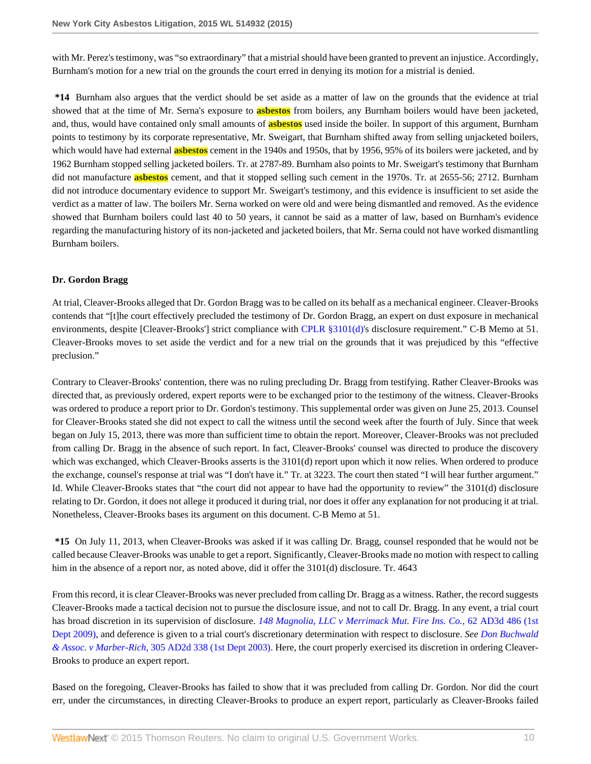with Mr. Perez's testimony, was "so extraordinary" that a mistrial should have been granted to prevent an injustice. Accordingly, Burnham's motion for a new trial on the grounds the court erred in denying its motion for a mistrial is denied.

**\*14** Burnham also argues that the verdict should be set aside as a matter of law on the grounds that the evidence at trial showed that at the time of Mr. Serna's exposure to **asbestos** from boilers, any Burnham boilers would have been jacketed, and, thus, would have contained only small amounts of **asbestos** used inside the boiler. In support of this argument, Burnham points to testimony by its corporate representative, Mr. Sweigart, that Burnham shifted away from selling unjacketed boilers, which would have had external **asbestos** cement in the 1940s and 1950s, that by 1956, 95% of its boilers were jacketed, and by 1962 Burnham stopped selling jacketed boilers. Tr. at 2787-89. Burnham also points to Mr. Sweigart's testimony that Burnham did not manufacture **asbestos** cement, and that it stopped selling such cement in the 1970s. Tr. at 2655-56; 2712. Burnham did not introduce documentary evidence to support Mr. Sweigart's testimony, and this evidence is insufficient to set aside the verdict as a matter of law. The boilers Mr. Serna worked on were old and were being dismantled and removed. As the evidence showed that Burnham boilers could last 40 to 50 years, it cannot be said as a matter of law, based on Burnham's evidence regarding the manufacturing history of its non-jacketed and jacketed boilers, that Mr. Serna could not have worked dismantling Burnham boilers.

### Dr. Gordon Bragg

At trial, Cleaver-Brooks alleged that Dr. Gordon Bragg was to be called on its behalf as a mechanical engineer. Cleaver-Brooks contends that "[t]he court effectively precluded the testimony of Dr. Gordon Bragg, an expert on dust exposure in mechanical environments, despite [Cleaver-Brooks'] strict compliance with CPLR §3101(d)'s disclosure requirement." C-B Memo at 51. Cleaver-Brooks moves to set aside the verdict and for a new trial on the grounds that it was prejudiced by this "effective preclusion."

Contrary to Cleaver-Brooks' contention, there was no ruling precluding Dr. Bragg from testifying. Rather Cleaver-Brooks was directed that, as previously ordered, expert reports were to be exchanged prior to the testimony of the witness. Cleaver-Brooks was ordered to produce a report prior to Dr. Gordon's testimony. This supplemental order was given on June 25, 2013. Counsel for Cleaver-Brooks stated she did not expect to call the witness until the second week after the fourth of July. Since that week began on July 15, 2013, there was more than sufficient time to obtain the report. Moreover, Cleaver-Brooks was not precluded from calling Dr. Bragg in the absence of such report. In fact, Cleaver-Brooks' counsel was directed to produce the discovery which was exchanged, which Cleaver-Brooks asserts is the 3101(d) report upon which it now relies. When ordered to produce the exchange, counsel's response at trial was "I don't have it." Tr. at 3223. The court then stated "I will hear further argument." Id. While Cleaver-Brooks states that "the court did not appear to have had the opportunity to review" the 3101(d) disclosure relating to Dr. Gordon, it does not allege it produced it during trial, nor does it offer any explanation for not producing it at trial. Nonetheless, Cleaver-Brooks bases its argument on this document. C-B Memo at 51.

**\*15** On July 11, 2013, when Cleaver-Brooks was asked if it was calling Dr. Bragg, counsel responded that he would not be called because Cleaver-Brooks was unable to get a report. Significantly, Cleaver-Brooks made no motion with respect to calling him in the absence of a report nor, as noted above, did it offer the 3101(d) disclosure. Tr. 4643

From this record, it is clear Cleaver-Brooks was never precluded from calling Dr. Bragg as a witness. Rather, the record suggests Cleaver-Brooks made a tactical decision not to pursue the disclosure issue, and not to call Dr. Bragg. In any event, a trial court has broad discretion in its supervision of disclosure. *148 Magnolia, LLC v Merrimack Mut. Fire Ins. Co.,* 62 AD3d 486 (1st Dept 2009), and deference is given to a trial court's discretionary determination with respect to disclosure. *See Don Buchwald & Assoc. v Marber-Rich,* 305 AD2d 338 (1st Dept 2003). Here, the court properly exercised its discretion in ordering Cleaver-Brooks to produce an expert report.

Based on the foregoing, Cleaver-Brooks has failed to show that it was precluded from calling Dr. Gordon. Nor did the court err, under the circumstances, in directing Cleaver-Brooks to produce an expert report, particularly as Cleaver-Brooks failed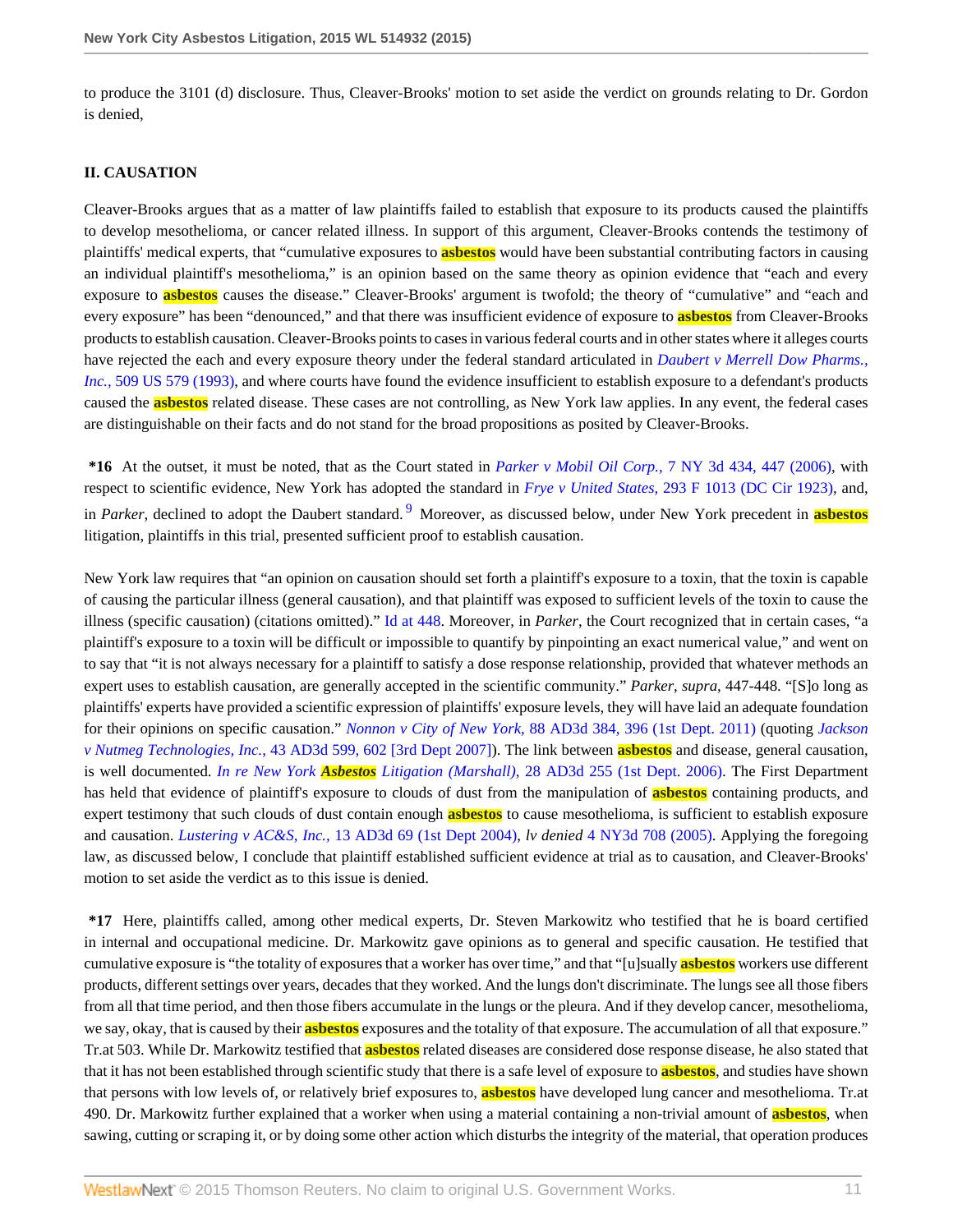to produce the 3101 (d) disclosure. Thus, Cleaver-Brooks' motion to set aside the verdict on grounds relating to Dr. Gordon is denied,

## II. CAUSATION

Cleaver-Brooks argues that as a matter of law plaintiffs failed to establish that exposure to its products caused the plaintiffs to develop mesothelioma, or cancer related illness. In support of this argument, Cleaver-Brooks contends the testimony of plaintiffs' medical experts, that "cumulative exposures to asbestos would have been substantial contributing factors in causing an individual plaintiff's mesothelioma," is an opinion based on the same theory as opinion evidence that "each and every exposure to asbestos causes the disease." Cleaver-Brooks' argument is twofold; the theory of "cumulative" and "each and every exposure" has been "denounced," and that there was insufficient evidence of exposure to asbestos from Cleaver-Brooks products to establish causation. Cleaver-Brooks points to cases in various federal courts and in other states where it alleges courts have rejected the each and every exposure theory under the federal standard articulated in *Daubert v Merrell Dow Pharms., Inc.,* 509 US 579 (1993), and where courts have found the evidence insufficient to establish exposure to a defendant's products caused the asbestos related disease. These cases are not controlling, as New York law applies. In any event, the federal cases are distinguishable on their facts and do not stand for the broad propositions as posited by Cleaver-Brooks.

**\*16** At the outset, it must be noted, that as the Court stated in *Parker v Mobil Oil Corp.,* 7 NY 3d 434, 447 (2006), with respect to scientific evidence, New York has adopted the standard in *Frye v United States,* 293 F 1013 (DC Cir 1923), and, in *Parker*, declined to adopt the Daubert standard.[9] Moreover, as discussed below, under New York precedent in asbestos litigation, plaintiffs in this trial, presented sufficient proof to establish causation.

New York law requires that "an opinion on causation should set forth a plaintiff's exposure to a toxin, that the toxin is capable of causing the particular illness (general causation), and that plaintiff was exposed to sufficient levels of the toxin to cause the illness (specific causation) (citations omitted)." Id at 448. Moreover, in *Parker*, the Court recognized that in certain cases, "a plaintiff's exposure to a toxin will be difficult or impossible to quantify by pinpointing an exact numerical value," and went on to say that "it is not always necessary for a plaintiff to satisfy a dose response relationship, provided that whatever methods an expert uses to establish causation, are generally accepted in the scientific community." *Parker, supra,* 447-448. "[S]o long as plaintiffs' experts have provided a scientific expression of plaintiffs' exposure levels, they will have laid an adequate foundation for their opinions on specific causation." *Nonnon v City of New York,* 88 AD3d 384, 396 (1st Dept. 2011) (quoting *Jackson v Nutmeg Technologies, Inc.,* 43 AD3d 599, 602 [3rd Dept 2007]). The link between asbestos and disease, general causation, is well documented. *In re New York Asbestos Litigation (Marshall),* 28 AD3d 255 (1st Dept. 2006). The First Department has held that evidence of plaintiff's exposure to clouds of dust from the manipulation of asbestos containing products, and expert testimony that such clouds of dust contain enough asbestos to cause mesothelioma, is sufficient to establish exposure and causation. *Lustering v AC&S, Inc.,* 13 AD3d 69 (1st Dept 2004), *lv denied* 4 NY3d 708 (2005). Applying the foregoing law, as discussed below, I conclude that plaintiff established sufficient evidence at trial as to causation, and Cleaver-Brooks' motion to set aside the verdict as to this issue is denied.

**\*17** Here, plaintiffs called, among other medical experts, Dr. Steven Markowitz who testified that he is board certified in internal and occupational medicine. Dr. Markowitz gave opinions as to general and specific causation. He testified that cumulative exposure is "the totality of exposures that a worker has over time," and that "[u]sually asbestos workers use different products, different settings over years, decades that they worked. And the lungs don't discriminate. The lungs see all those fibers from all that time period, and then those fibers accumulate in the lungs or the pleura. And if they develop cancer, mesothelioma, we say, okay, that is caused by their asbestos exposures and the totality of that exposure. The accumulation of all that exposure." Tr.at 503. While Dr. Markowitz testified that asbestos related diseases are considered dose response disease, he also stated that that it has not been established through scientific study that there is a safe level of exposure to asbestos, and studies have shown that persons with low levels of, or relatively brief exposures to, asbestos have developed lung cancer and mesothelioma. Tr.at 490. Dr. Markowitz further explained that a worker when using a material containing a non-trivial amount of asbestos, when sawing, cutting or scraping it, or by doing some other action which disturbs the integrity of the material, that operation produces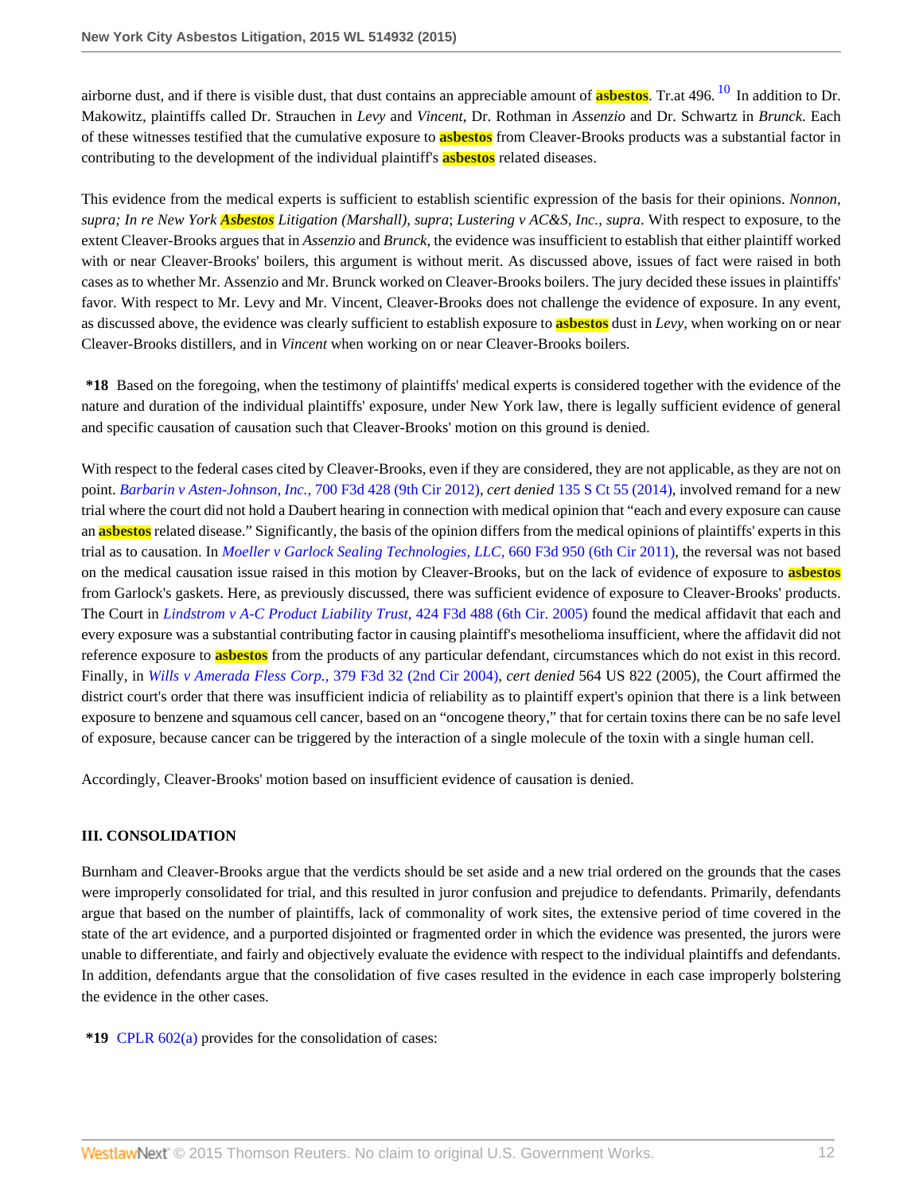airborne dust, and if there is visible dust, that dust contains an appreciable amount of asbestos. Tr.at 496.[10] In addition to Dr. Makowitz, plaintiffs called Dr. Strauchen in *Levy* and *Vincent*, Dr. Rothman in *Assenzio* and Dr. Schwartz in *Brunck*. Each of these witnesses testified that the cumulative exposure to asbestos from Cleaver-Brooks products was a substantial factor in contributing to the development of the individual plaintiff's asbestos related diseases.

This evidence from the medical experts is sufficient to establish scientific expression of the basis for their opinions. *Nonnon, supra; In re New York Asbestos Litigation (Marshall), supra*; *Lustering v AC&S, Inc., supra*. With respect to exposure, to the extent Cleaver-Brooks argues that in *Assenzio* and *Brunck*, the evidence was insufficient to establish that either plaintiff worked with or near Cleaver-Brooks' boilers, this argument is without merit. As discussed above, issues of fact were raised in both cases as to whether Mr. Assenzio and Mr. Brunck worked on Cleaver-Brooks boilers. The jury decided these issues in plaintiffs' favor. With respect to Mr. Levy and Mr. Vincent, Cleaver-Brooks does not challenge the evidence of exposure. In any event, as discussed above, the evidence was clearly sufficient to establish exposure to asbestos dust in *Levy*, when working on or near Cleaver-Brooks distillers, and in *Vincent* when working on or near Cleaver-Brooks boilers.

**\*18** Based on the foregoing, when the testimony of plaintiffs' medical experts is considered together with the evidence of the nature and duration of the individual plaintiffs' exposure, under New York law, there is legally sufficient evidence of general and specific causation of causation such that Cleaver-Brooks' motion on this ground is denied.

With respect to the federal cases cited by Cleaver-Brooks, even if they are considered, they are not applicable, as they are not on point. *Barbarin v Asten-Johnson, Inc.*, 700 F3d 428 (9th Cir 2012), *cert denied* 135 S Ct 55 (2014), involved remand for a new trial where the court did not hold a Daubert hearing in connection with medical opinion that "each and every exposure can cause an asbestos related disease." Significantly, the basis of the opinion differs from the medical opinions of plaintiffs' experts in this trial as to causation. In *Moeller v Garlock Sealing Technologies, LLC*, 660 F3d 950 (6th Cir 2011), the reversal was not based on the medical causation issue raised in this motion by Cleaver-Brooks, but on the lack of evidence of exposure to asbestos from Garlock's gaskets. Here, as previously discussed, there was sufficient evidence of exposure to Cleaver-Brooks' products. The Court in *Lindstrom v A-C Product Liability Trust*, 424 F3d 488 (6th Cir. 2005) found the medical affidavit that each and every exposure was a substantial contributing factor in causing plaintiff's mesothelioma insufficient, where the affidavit did not reference exposure to asbestos from the products of any particular defendant, circumstances which do not exist in this record. Finally, in *Wills v Amerada Fless Corp.*, 379 F3d 32 (2nd Cir 2004), *cert denied* 564 US 822 (2005), the Court affirmed the district court's order that there was insufficient indicia of reliability as to plaintiff expert's opinion that there is a link between exposure to benzene and squamous cell cancer, based on an "oncogene theory," that for certain toxins there can be no safe level of exposure, because cancer can be triggered by the interaction of a single molecule of the toxin with a single human cell.

Accordingly, Cleaver-Brooks' motion based on insufficient evidence of causation is denied.

### III. CONSOLIDATION

Burnham and Cleaver-Brooks argue that the verdicts should be set aside and a new trial ordered on the grounds that the cases were improperly consolidated for trial, and this resulted in juror confusion and prejudice to defendants. Primarily, defendants argue that based on the number of plaintiffs, lack of commonality of work sites, the extensive period of time covered in the state of the art evidence, and a purported disjointed or fragmented order in which the evidence was presented, the jurors were unable to differentiate, and fairly and objectively evaluate the evidence with respect to the individual plaintiffs and defendants. In addition, defendants argue that the consolidation of five cases resulted in the evidence in each case improperly bolstering the evidence in the other cases.

**\*19** CPLR 602(a) provides for the consolidation of cases: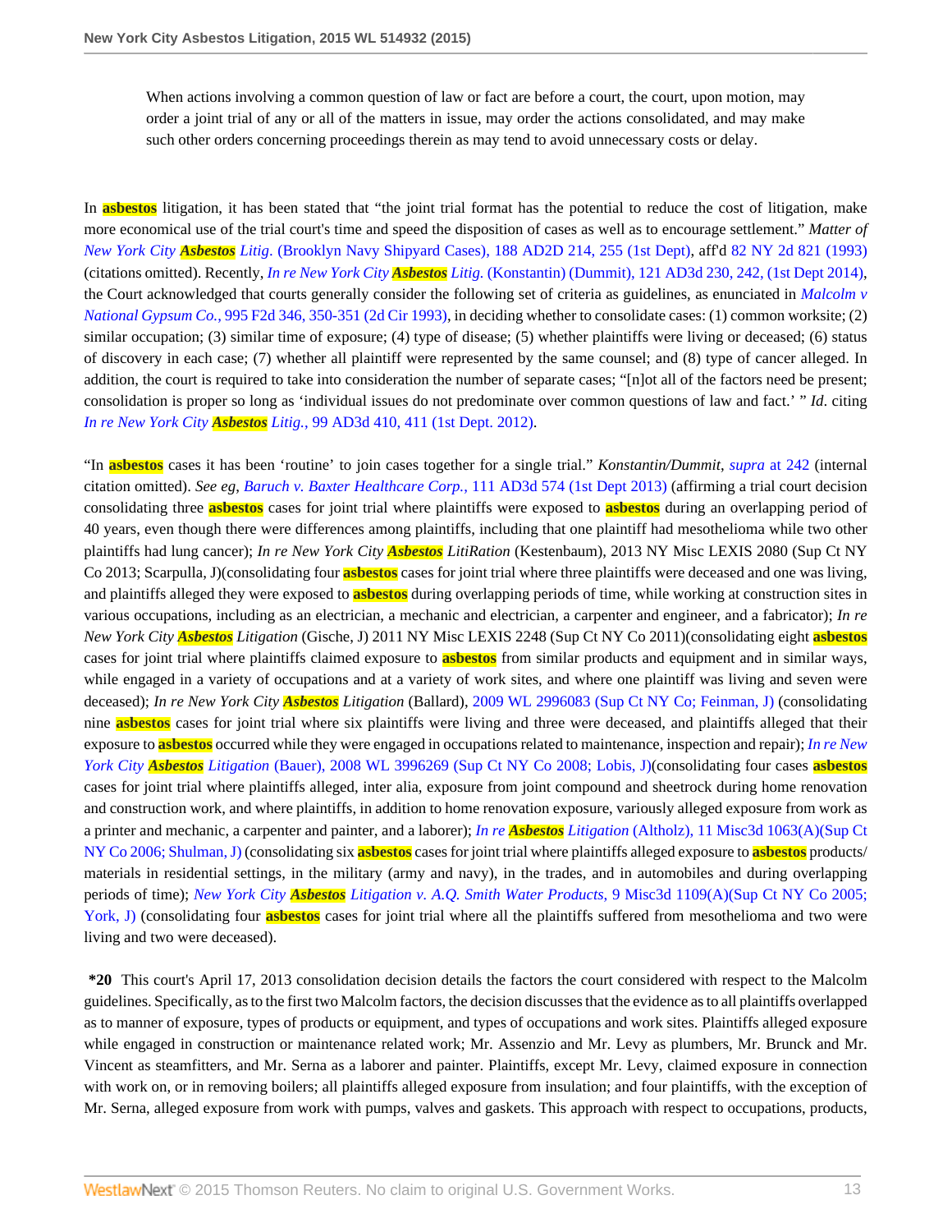> When actions involving a common question of law or fact are before a court, the court, upon motion, may order a joint trial of any or all of the matters in issue, may order the actions consolidated, and may make such other orders concerning proceedings therein as may tend to avoid unnecessary costs or delay.

In asbestos litigation, it has been stated that "the joint trial format has the potential to reduce the cost of litigation, make more economical use of the trial court's time and speed the disposition of cases as well as to encourage settlement." *Matter of New York City Asbestos Litig.* (Brooklyn Navy Shipyard Cases), 188 AD2D 214, 255 (1st Dept), aff'd 82 NY 2d 821 (1993) (citations omitted). Recently, *In re New York City Asbestos Litig.* (Konstantin) (Dummit), 121 AD3d 230, 242, (1st Dept 2014), the Court acknowledged that courts generally consider the following set of criteria as guidelines, as enunciated in *Malcolm v National Gypsum Co.*, 995 F2d 346, 350-351 (2d Cir 1993), in deciding whether to consolidate cases: (1) common worksite; (2) similar occupation; (3) similar time of exposure; (4) type of disease; (5) whether plaintiffs were living or deceased; (6) status of discovery in each case; (7) whether all plaintiff were represented by the same counsel; and (8) type of cancer alleged. In addition, the court is required to take into consideration the number of separate cases; "[n]ot all of the factors need be present; consolidation is proper so long as 'individual issues do not predominate over common questions of law and fact.' " *Id*. citing *In re New York City Asbestos Litig.*, 99 AD3d 410, 411 (1st Dept. 2012).

"In asbestos cases it has been 'routine' to join cases together for a single trial." *Konstantin/Dummit*, *supra* at 242 (internal citation omitted). *See eg*, *Baruch v. Baxter Healthcare Corp.*, 111 AD3d 574 (1st Dept 2013) (affirming a trial court decision consolidating three asbestos cases for joint trial where plaintiffs were exposed to asbestos during an overlapping period of 40 years, even though there were differences among plaintiffs, including that one plaintiff had mesothelioma while two other plaintiffs had lung cancer); *In re New York City Asbestos LitiRation* (Kestenbaum), 2013 NY Misc LEXIS 2080 (Sup Ct NY Co 2013; Scarpulla, J)(consolidating four asbestos cases for joint trial where three plaintiffs were deceased and one was living, and plaintiffs alleged they were exposed to asbestos during overlapping periods of time, while working at construction sites in various occupations, including as an electrician, a mechanic and electrician, a carpenter and engineer, and a fabricator); *In re New York City Asbestos Litigation* (Gische, J) 2011 NY Misc LEXIS 2248 (Sup Ct NY Co 2011)(consolidating eight asbestos cases for joint trial where plaintiffs claimed exposure to asbestos from similar products and equipment and in similar ways, while engaged in a variety of occupations and at a variety of work sites, and where one plaintiff was living and seven were deceased); *In re New York City Asbestos Litigation* (Ballard), 2009 WL 2996083 (Sup Ct NY Co; Feinman, J) (consolidating nine asbestos cases for joint trial where six plaintiffs were living and three were deceased, and plaintiffs alleged that their exposure to asbestos occurred while they were engaged in occupations related to maintenance, inspection and repair); *In re New York City Asbestos Litigation* (Bauer), 2008 WL 3996269 (Sup Ct NY Co 2008; Lobis, J)(consolidating four cases asbestos cases for joint trial where plaintiffs alleged, inter alia, exposure from joint compound and sheetrock during home renovation and construction work, and where plaintiffs, in addition to home renovation exposure, variously alleged exposure from work as a printer and mechanic, a carpenter and painter, and a laborer); *In re Asbestos Litigation* (Altholz), 11 Misc3d 1063(A)(Sup Ct NY Co 2006; Shulman, J) (consolidating six asbestos cases for joint trial where plaintiffs alleged exposure to asbestos products/materials in residential settings, in the military (army and navy), in the trades, and in automobiles and during overlapping periods of time); *New York City Asbestos Litigation v. A.Q. Smith Water Products*, 9 Misc3d 1109(A)(Sup Ct NY Co 2005; York, J) (consolidating four asbestos cases for joint trial where all the plaintiffs suffered from mesothelioma and two were living and two were deceased).

**\*20** This court's April 17, 2013 consolidation decision details the factors the court considered with respect to the Malcolm guidelines. Specifically, as to the first two Malcolm factors, the decision discusses that the evidence as to all plaintiffs overlapped as to manner of exposure, types of products or equipment, and types of occupations and work sites. Plaintiffs alleged exposure while engaged in construction or maintenance related work; Mr. Assenzio and Mr. Levy as plumbers, Mr. Brunck and Mr. Vincent as steamfitters, and Mr. Serna as a laborer and painter. Plaintiffs, except Mr. Levy, claimed exposure in connection with work on, or in removing boilers; all plaintiffs alleged exposure from insulation; and four plaintiffs, with the exception of Mr. Serna, alleged exposure from work with pumps, valves and gaskets. This approach with respect to occupations, products,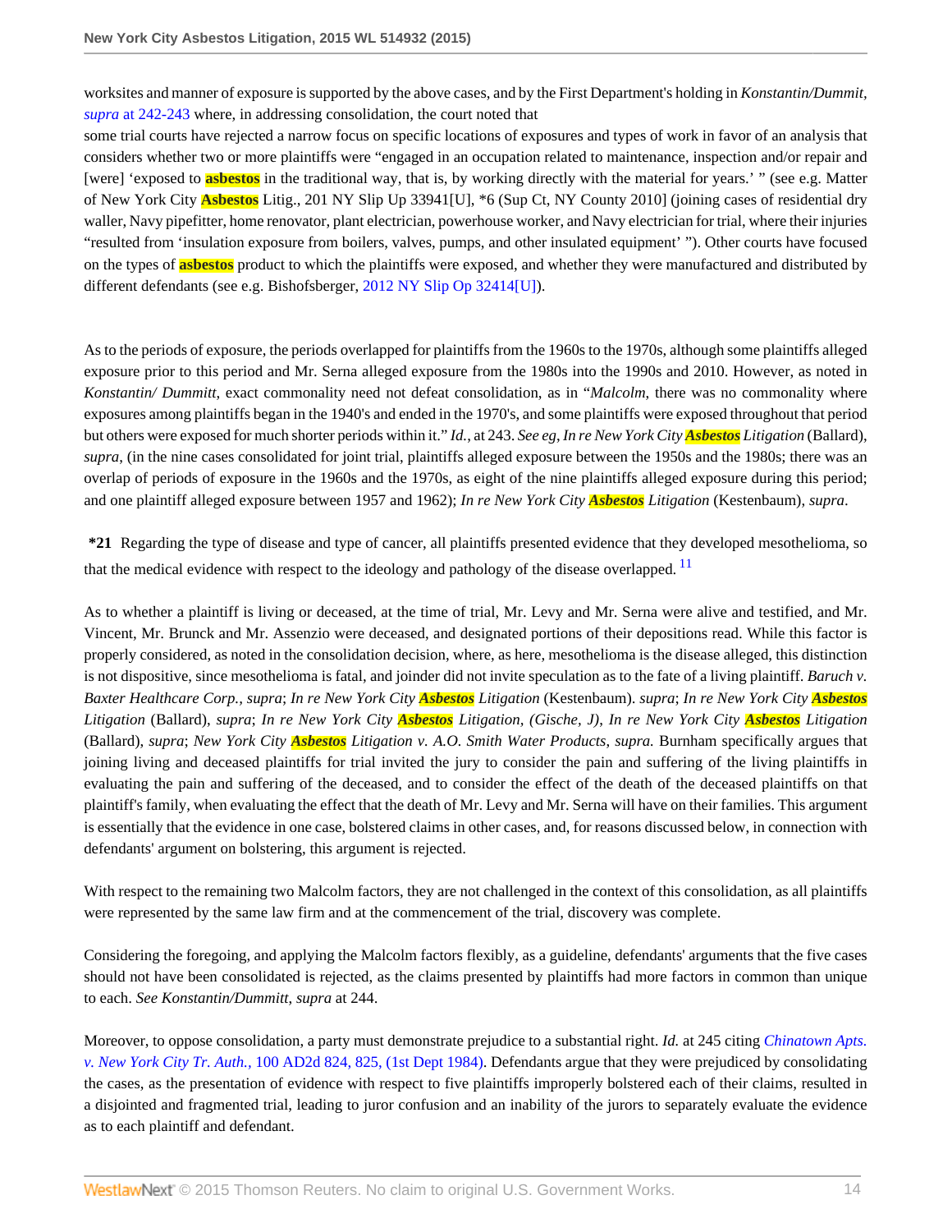worksites and manner of exposure is supported by the above cases, and by the First Department's holding in *Konstantin/Dummit, supra* at 242-243 where, in addressing consolidation, the court noted that

some trial courts have rejected a narrow focus on specific locations of exposures and types of work in favor of an analysis that considers whether two or more plaintiffs were "engaged in an occupation related to maintenance, inspection and/or repair and [were] 'exposed to **asbestos** in the traditional way, that is, by working directly with the material for years.' " (see e.g. Matter of New York City **Asbestos** Litig., 201 NY Slip Up 33941[U], *6 (Sup Ct, NY County 2010] (joining cases of residential dry waller, Navy pipefitter, home renovator, plant electrician, powerhouse worker, and Navy electrician for trial, where their injuries "resulted from 'insulation exposure from boilers, valves, pumps, and other insulated equipment' "). Other courts have focused on the types of **asbestos** product to which the plaintiffs were exposed, and whether they were manufactured and distributed by different defendants (see e.g. Bishofsberger, 2012 NY Slip Op 32414[U]).

As to the periods of exposure, the periods overlapped for plaintiffs from the 1960s to the 1970s, although some plaintiffs alleged exposure prior to this period and Mr. Serna alleged exposure from the 1980s into the 1990s and 2010. However, as noted in *Konstantin/ Dummitt*, exact commonality need not defeat consolidation, as in "*Malcolm*, there was no commonality where exposures among plaintiffs began in the 1940's and ended in the 1970's, and some plaintiffs were exposed throughout that period but others were exposed for much shorter periods within it." *Id.*, at 243. *See eg*, *In re New York City **Asbestos** Litigation* (Ballard), *supra*, (in the nine cases consolidated for joint trial, plaintiffs alleged exposure between the 1950s and the 1980s; there was an overlap of periods of exposure in the 1960s and the 1970s, as eight of the nine plaintiffs alleged exposure during this period; and one plaintiff alleged exposure between 1957 and 1962); *In re New York City **Asbestos** Litigation* (Kestenbaum), *supra*.

**\*21** Regarding the type of disease and type of cancer, all plaintiffs presented evidence that they developed mesothelioma, so that the medical evidence with respect to the ideology and pathology of the disease overlapped. [11]

As to whether a plaintiff is living or deceased, at the time of trial, Mr. Levy and Mr. Serna were alive and testified, and Mr. Vincent, Mr. Brunck and Mr. Assenzio were deceased, and designated portions of their depositions read. While this factor is properly considered, as noted in the consolidation decision, where, as here, mesothelioma is the disease alleged, this distinction is not dispositive, since mesothelioma is fatal, and joinder did not invite speculation as to the fate of a living plaintiff. *Baruch v. Baxter Healthcare Corp., supra*; *In re New York City **Asbestos** Litigation* (Kestenbaum). *supra*; *In re New York City **Asbestos** Litigation* (Ballard), *supra*; *In re New York City **Asbestos** Litigation, (Gische, J)*, *In re New York City **Asbestos** Litigation* (Ballard), *supra*; *New York City **Asbestos** Litigation v. A.O. Smith Water Products*, *supra.* Burnham specifically argues that joining living and deceased plaintiffs for trial invited the jury to consider the pain and suffering of the living plaintiffs in evaluating the pain and suffering of the deceased, and to consider the effect of the death of the deceased plaintiffs on that plaintiff's family, when evaluating the effect that the death of Mr. Levy and Mr. Serna will have on their families. This argument is essentially that the evidence in one case, bolstered claims in other cases, and, for reasons discussed below, in connection with defendants' argument on bolstering, this argument is rejected.

With respect to the remaining two Malcolm factors, they are not challenged in the context of this consolidation, as all plaintiffs were represented by the same law firm and at the commencement of the trial, discovery was complete.

Considering the foregoing, and applying the Malcolm factors flexibly, as a guideline, defendants' arguments that the five cases should not have been consolidated is rejected, as the claims presented by plaintiffs had more factors in common than unique to each. *See Konstantin/Dummitt, supra* at 244.

Moreover, to oppose consolidation, a party must demonstrate prejudice to a substantial right. *Id.* at 245 citing *Chinatown Apts. v. New York City Tr. Auth.,* 100 AD2d 824, 825, (1st Dept 1984). Defendants argue that they were prejudiced by consolidating the cases, as the presentation of evidence with respect to five plaintiffs improperly bolstered each of their claims, resulted in a disjointed and fragmented trial, leading to juror confusion and an inability of the jurors to separately evaluate the evidence as to each plaintiff and defendant.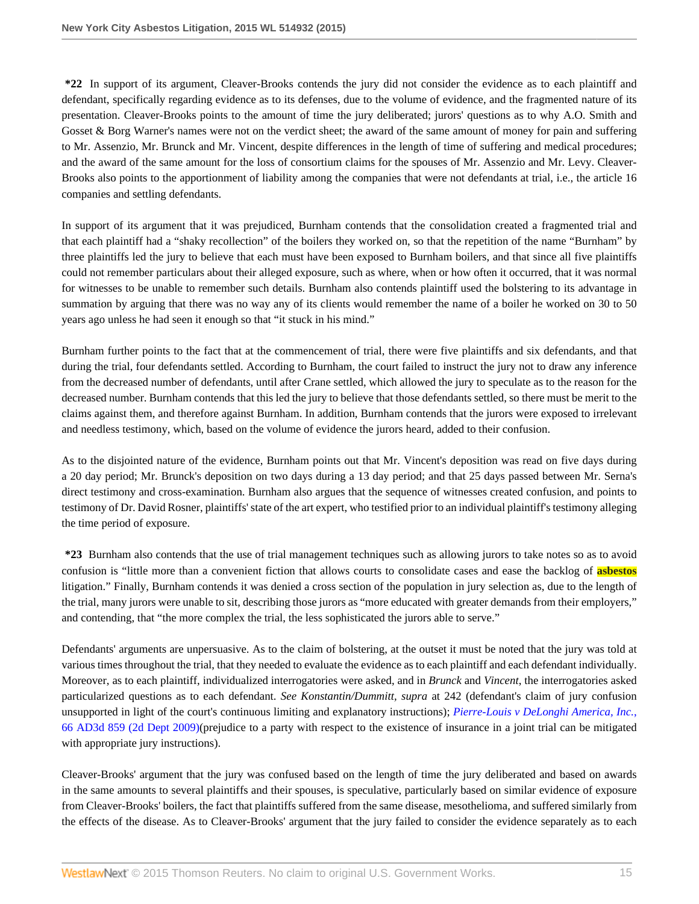**\*22** In support of its argument, Cleaver-Brooks contends the jury did not consider the evidence as to each plaintiff and defendant, specifically regarding evidence as to its defenses, due to the volume of evidence, and the fragmented nature of its presentation. Cleaver-Brooks points to the amount of time the jury deliberated; jurors' questions as to why A.O. Smith and Gosset & Borg Warner's names were not on the verdict sheet; the award of the same amount of money for pain and suffering to Mr. Assenzio, Mr. Brunck and Mr. Vincent, despite differences in the length of time of suffering and medical procedures; and the award of the same amount for the loss of consortium claims for the spouses of Mr. Assenzio and Mr. Levy. Cleaver-Brooks also points to the apportionment of liability among the companies that were not defendants at trial, i.e., the article 16 companies and settling defendants.

In support of its argument that it was prejudiced, Burnham contends that the consolidation created a fragmented trial and that each plaintiff had a "shaky recollection" of the boilers they worked on, so that the repetition of the name "Burnham" by three plaintiffs led the jury to believe that each must have been exposed to Burnham boilers, and that since all five plaintiffs could not remember particulars about their alleged exposure, such as where, when or how often it occurred, that it was normal for witnesses to be unable to remember such details. Burnham also contends plaintiff used the bolstering to its advantage in summation by arguing that there was no way any of its clients would remember the name of a boiler he worked on 30 to 50 years ago unless he had seen it enough so that "it stuck in his mind."

Burnham further points to the fact that at the commencement of trial, there were five plaintiffs and six defendants, and that during the trial, four defendants settled. According to Burnham, the court failed to instruct the jury not to draw any inference from the decreased number of defendants, until after Crane settled, which allowed the jury to speculate as to the reason for the decreased number. Burnham contends that this led the jury to believe that those defendants settled, so there must be merit to the claims against them, and therefore against Burnham. In addition, Burnham contends that the jurors were exposed to irrelevant and needless testimony, which, based on the volume of evidence the jurors heard, added to their confusion.

As to the disjointed nature of the evidence, Burnham points out that Mr. Vincent's deposition was read on five days during a 20 day period; Mr. Brunck's deposition on two days during a 13 day period; and that 25 days passed between Mr. Serna's direct testimony and cross-examination. Burnham also argues that the sequence of witnesses created confusion, and points to testimony of Dr. David Rosner, plaintiffs' state of the art expert, who testified prior to an individual plaintiff's testimony alleging the time period of exposure.

**\*23** Burnham also contends that the use of trial management techniques such as allowing jurors to take notes so as to avoid confusion is "little more than a convenient fiction that allows courts to consolidate cases and ease the backlog of asbestos litigation." Finally, Burnham contends it was denied a cross section of the population in jury selection as, due to the length of the trial, many jurors were unable to sit, describing those jurors as "more educated with greater demands from their employers," and contending, that "the more complex the trial, the less sophisticated the jurors able to serve."

Defendants' arguments are unpersuasive. As to the claim of bolstering, at the outset it must be noted that the jury was told at various times throughout the trial, that they needed to evaluate the evidence as to each plaintiff and each defendant individually. Moreover, as to each plaintiff, individualized interrogatories were asked, and in *Brunck* and *Vincent*, the interrogatories asked particularized questions as to each defendant. *See Konstantin/Dummitt, supra* at 242 (defendant's claim of jury confusion unsupported in light of the court's continuous limiting and explanatory instructions); *Pierre-Louis v DeLonghi America, Inc.*, 66 AD3d 859 (2d Dept 2009)(prejudice to a party with respect to the existence of insurance in a joint trial can be mitigated with appropriate jury instructions).

Cleaver-Brooks' argument that the jury was confused based on the length of time the jury deliberated and based on awards in the same amounts to several plaintiffs and their spouses, is speculative, particularly based on similar evidence of exposure from Cleaver-Brooks' boilers, the fact that plaintiffs suffered from the same disease, mesothelioma, and suffered similarly from the effects of the disease. As to Cleaver-Brooks' argument that the jury failed to consider the evidence separately as to each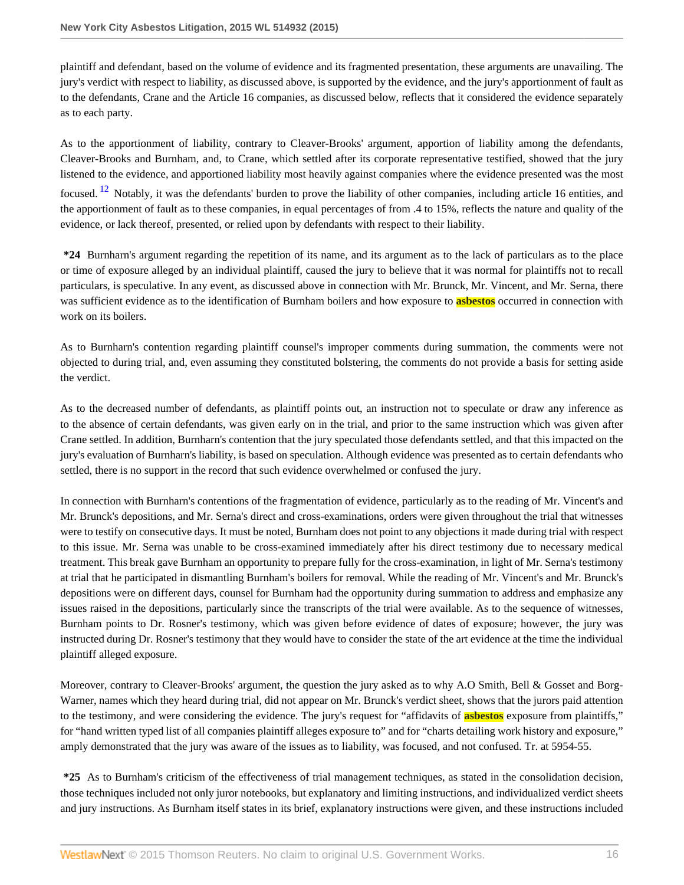plaintiff and defendant, based on the volume of evidence and its fragmented presentation, these arguments are unavailing. The jury's verdict with respect to liability, as discussed above, is supported by the evidence, and the jury's apportionment of fault as to the defendants, Crane and the Article 16 companies, as discussed below, reflects that it considered the evidence separately as to each party.

As to the apportionment of liability, contrary to Cleaver-Brooks' argument, apportion of liability among the defendants, Cleaver-Brooks and Burnham, and, to Crane, which settled after its corporate representative testified, showed that the jury listened to the evidence, and apportioned liability most heavily against companies where the evidence presented was the most focused. [12] Notably, it was the defendants' burden to prove the liability of other companies, including article 16 entities, and the apportionment of fault as to these companies, in equal percentages of from .4 to 15%, reflects the nature and quality of the evidence, or lack thereof, presented, or relied upon by defendants with respect to their liability.

**\*24** Burnharn's argument regarding the repetition of its name, and its argument as to the lack of particulars as to the place or time of exposure alleged by an individual plaintiff, caused the jury to believe that it was normal for plaintiffs not to recall particulars, is speculative. In any event, as discussed above in connection with Mr. Brunck, Mr. Vincent, and Mr. Serna, there was sufficient evidence as to the identification of Burnham boilers and how exposure to **asbestos** occurred in connection with work on its boilers.

As to Burnharn's contention regarding plaintiff counsel's improper comments during summation, the comments were not objected to during trial, and, even assuming they constituted bolstering, the comments do not provide a basis for setting aside the verdict.

As to the decreased number of defendants, as plaintiff points out, an instruction not to speculate or draw any inference as to the absence of certain defendants, was given early on in the trial, and prior to the same instruction which was given after Crane settled. In addition, Burnharn's contention that the jury speculated those defendants settled, and that this impacted on the jury's evaluation of Burnharn's liability, is based on speculation. Although evidence was presented as to certain defendants who settled, there is no support in the record that such evidence overwhelmed or confused the jury.

In connection with Burnharn's contentions of the fragmentation of evidence, particularly as to the reading of Mr. Vincent's and Mr. Brunck's depositions, and Mr. Serna's direct and cross-examinations, orders were given throughout the trial that witnesses were to testify on consecutive days. It must be noted, Burnham does not point to any objections it made during trial with respect to this issue. Mr. Serna was unable to be cross-examined immediately after his direct testimony due to necessary medical treatment. This break gave Burnham an opportunity to prepare fully for the cross-examination, in light of Mr. Serna's testimony at trial that he participated in dismantling Burnham's boilers for removal. While the reading of Mr. Vincent's and Mr. Brunck's depositions were on different days, counsel for Burnham had the opportunity during summation to address and emphasize any issues raised in the depositions, particularly since the transcripts of the trial were available. As to the sequence of witnesses, Burnham points to Dr. Rosner's testimony, which was given before evidence of dates of exposure; however, the jury was instructed during Dr. Rosner's testimony that they would have to consider the state of the art evidence at the time the individual plaintiff alleged exposure.

Moreover, contrary to Cleaver-Brooks' argument, the question the jury asked as to why A.O Smith, Bell & Gosset and Borg-Warner, names which they heard during trial, did not appear on Mr. Brunck's verdict sheet, shows that the jurors paid attention to the testimony, and were considering the evidence. The jury's request for "affidavits of **asbestos** exposure from plaintiffs," for "hand written typed list of all companies plaintiff alleges exposure to" and for "charts detailing work history and exposure," amply demonstrated that the jury was aware of the issues as to liability, was focused, and not confused. Tr. at 5954-55.

**\*25** As to Burnharn's criticism of the effectiveness of trial management techniques, as stated in the consolidation decision, those techniques included not only juror notebooks, but explanatory and limiting instructions, and individualized verdict sheets and jury instructions. As Burnham itself states in its brief, explanatory instructions were given, and these instructions included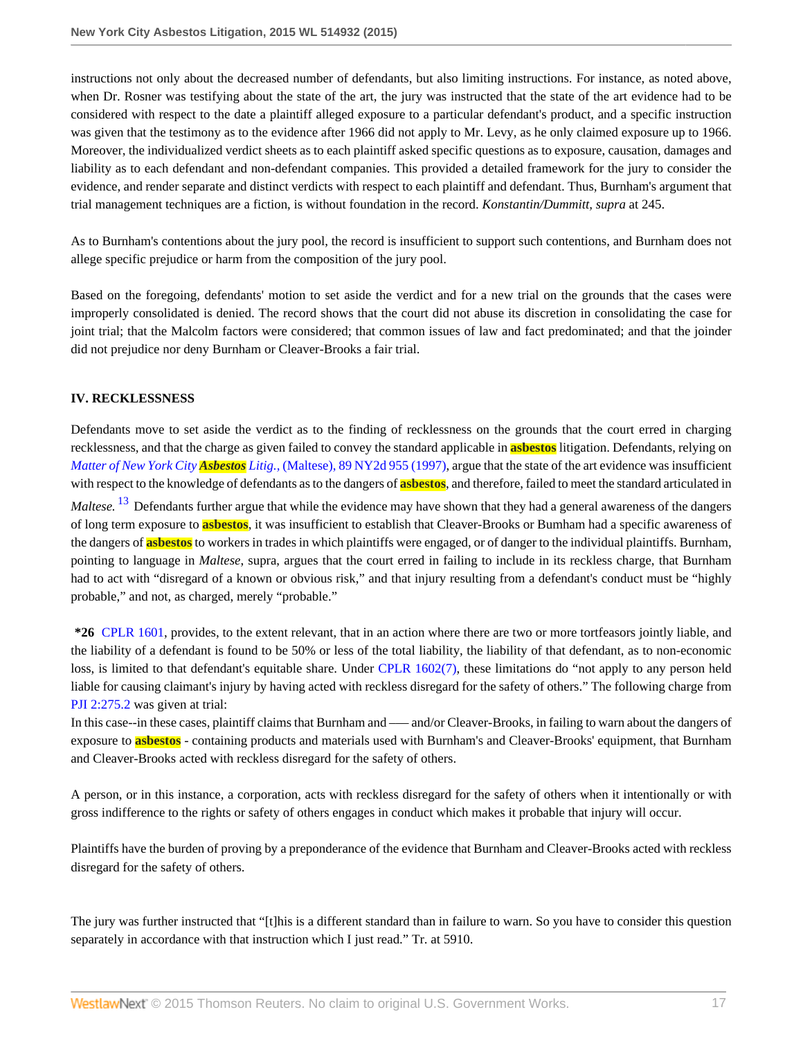instructions not only about the decreased number of defendants, but also limiting instructions. For instance, as noted above, when Dr. Rosner was testifying about the state of the art, the jury was instructed that the state of the art evidence had to be considered with respect to the date a plaintiff alleged exposure to a particular defendant's product, and a specific instruction was given that the testimony as to the evidence after 1966 did not apply to Mr. Levy, as he only claimed exposure up to 1966. Moreover, the individualized verdict sheets as to each plaintiff asked specific questions as to exposure, causation, damages and liability as to each defendant and non-defendant companies. This provided a detailed framework for the jury to consider the evidence, and render separate and distinct verdicts with respect to each plaintiff and defendant. Thus, Burnham's argument that trial management techniques are a fiction, is without foundation in the record. *Konstantin/Dummitt, supra* at 245.

As to Burnham's contentions about the jury pool, the record is insufficient to support such contentions, and Burnham does not allege specific prejudice or harm from the composition of the jury pool.

Based on the foregoing, defendants' motion to set aside the verdict and for a new trial on the grounds that the cases were improperly consolidated is denied. The record shows that the court did not abuse its discretion in consolidating the case for joint trial; that the Malcolm factors were considered; that common issues of law and fact predominated; and that the joinder did not prejudice nor deny Burnham or Cleaver-Brooks a fair trial.

## IV. RECKLESSNESS

Defendants move to set aside the verdict as to the finding of recklessness on the grounds that the court erred in charging recklessness, and that the charge as given failed to convey the standard applicable in asbestos litigation. Defendants, relying on *Matter of New York City Asbestos Litig.*, (Maltese), 89 NY2d 955 (1997), argue that the state of the art evidence was insufficient with respect to the knowledge of defendants as to the dangers of asbestos, and therefore, failed to meet the standard articulated in *Maltese.* [13] Defendants further argue that while the evidence may have shown that they had a general awareness of the dangers of long term exposure to asbestos, it was insufficient to establish that Cleaver-Brooks or Bumham had a specific awareness of the dangers of asbestos to workers in trades in which plaintiffs were engaged, or of danger to the individual plaintiffs. Burnham, pointing to language in *Maltese*, supra, argues that the court erred in failing to include in its reckless charge, that Burnham had to act with "disregard of a known or obvious risk," and that injury resulting from a defendant's conduct must be "highly probable," and not, as charged, merely "probable."

**\*26** CPLR 1601, provides, to the extent relevant, that in an action where there are two or more tortfeasors jointly liable, and the liability of a defendant is found to be 50% or less of the total liability, the liability of that defendant, as to non-economic loss, is limited to that defendant's equitable share. Under CPLR 1602(7), these limitations do "not apply to any person held liable for causing claimant's injury by having acted with reckless disregard for the safety of others." The following charge from PJI 2:275.2 was given at trial:

In this case--in these cases, plaintiff claims that Burnham and —— and/or Cleaver-Brooks, in failing to warn about the dangers of exposure to asbestos - containing products and materials used with Burnham's and Cleaver-Brooks' equipment, that Burnham and Cleaver-Brooks acted with reckless disregard for the safety of others.

A person, or in this instance, a corporation, acts with reckless disregard for the safety of others when it intentionally or with gross indifference to the rights or safety of others engages in conduct which makes it probable that injury will occur.

Plaintiffs have the burden of proving by a preponderance of the evidence that Burnham and Cleaver-Brooks acted with reckless disregard for the safety of others.

The jury was further instructed that "[t]his is a different standard than in failure to warn. So you have to consider this question separately in accordance with that instruction which I just read." Tr. at 5910.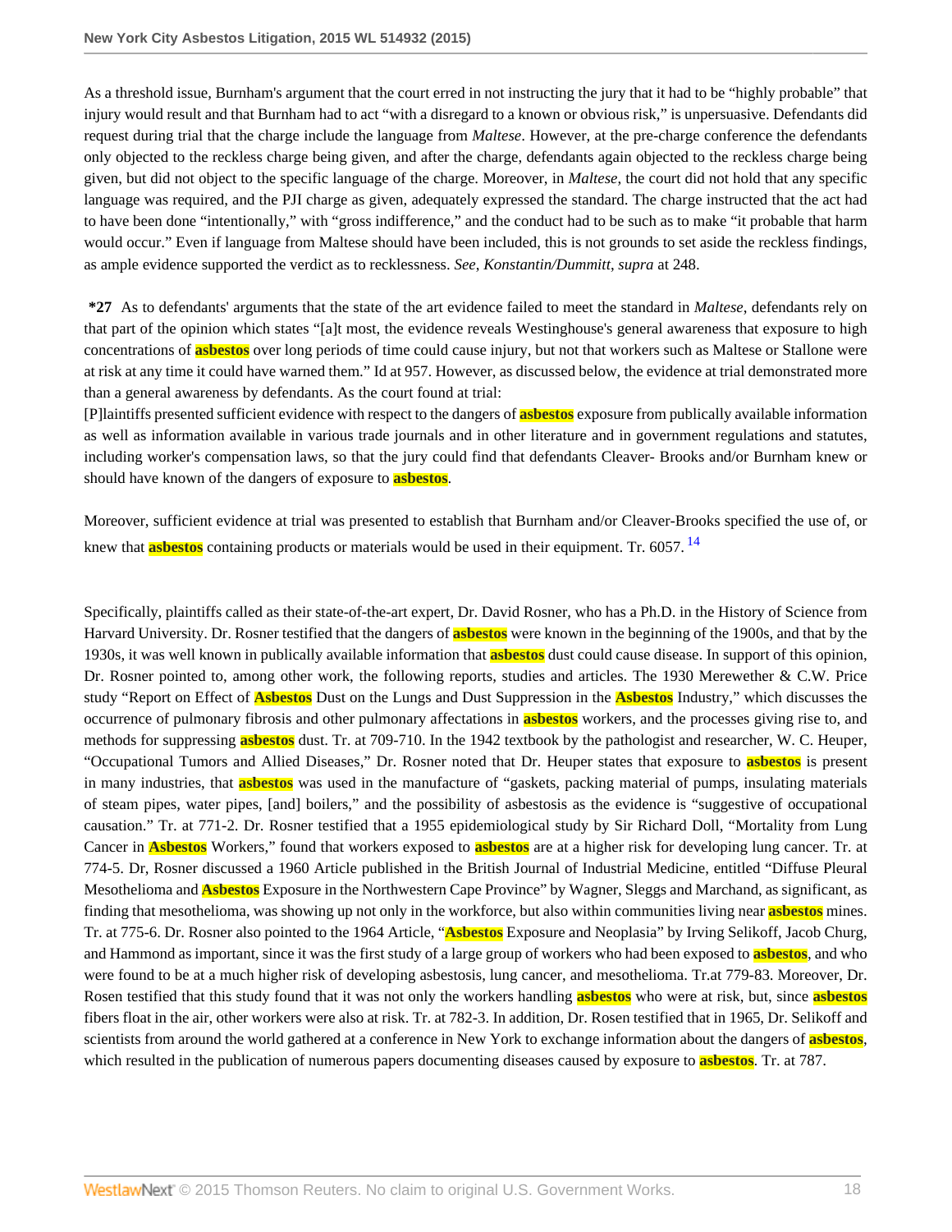As a threshold issue, Burnham's argument that the court erred in not instructing the jury that it had to be "highly probable" that injury would result and that Burnham had to act "with a disregard to a known or obvious risk," is unpersuasive. Defendants did request during trial that the charge include the language from *Maltese*. However, at the pre-charge conference the defendants only objected to the reckless charge being given, and after the charge, defendants again objected to the reckless charge being given, but did not object to the specific language of the charge. Moreover, in *Maltese*, the court did not hold that any specific language was required, and the PJI charge as given, adequately expressed the standard. The charge instructed that the act had to have been done "intentionally," with "gross indifference," and the conduct had to be such as to make "it probable that harm would occur." Even if language from Maltese should have been included, this is not grounds to set aside the reckless findings, as ample evidence supported the verdict as to recklessness. *See*, *Konstantin/Dummitt*, *supra* at 248.

**\*27** As to defendants' arguments that the state of the art evidence failed to meet the standard in *Maltese*, defendants rely on that part of the opinion which states "[a]t most, the evidence reveals Westinghouse's general awareness that exposure to high concentrations of asbestos over long periods of time could cause injury, but not that workers such as Maltese or Stallone were at risk at any time it could have warned them." Id at 957. However, as discussed below, the evidence at trial demonstrated more than a general awareness by defendants. As the court found at trial:

[P]laintiffs presented sufficient evidence with respect to the dangers of asbestos exposure from publically available information as well as information available in various trade journals and in other literature and in government regulations and statutes, including worker's compensation laws, so that the jury could find that defendants Cleaver- Brooks and/or Burnham knew or should have known of the dangers of exposure to asbestos.

Moreover, sufficient evidence at trial was presented to establish that Burnham and/or Cleaver-Brooks specified the use of, or knew that asbestos containing products or materials would be used in their equipment. Tr. 6057. [14]

Specifically, plaintiffs called as their state-of-the-art expert, Dr. David Rosner, who has a Ph.D. in the History of Science from Harvard University. Dr. Rosner testified that the dangers of asbestos were known in the beginning of the 1900s, and that by the 1930s, it was well known in publically available information that asbestos dust could cause disease. In support of this opinion, Dr. Rosner pointed to, among other work, the following reports, studies and articles. The 1930 Merewether & C.W. Price study "Report on Effect of Asbestos Dust on the Lungs and Dust Suppression in the Asbestos Industry," which discusses the occurrence of pulmonary fibrosis and other pulmonary affectations in asbestos workers, and the processes giving rise to, and methods for suppressing asbestos dust. Tr. at 709-710. In the 1942 textbook by the pathologist and researcher, W. C. Heuper, "Occupational Tumors and Allied Diseases," Dr. Rosner noted that Dr. Heuper states that exposure to asbestos is present in many industries, that asbestos was used in the manufacture of "gaskets, packing material of pumps, insulating materials of steam pipes, water pipes, [and] boilers," and the possibility of asbestosis as the evidence is "suggestive of occupational causation." Tr. at 771-2. Dr. Rosner testified that a 1955 epidemiological study by Sir Richard Doll, "Mortality from Lung Cancer in Asbestos Workers," found that workers exposed to asbestos are at a higher risk for developing lung cancer. Tr. at 774-5. Dr, Rosner discussed a 1960 Article published in the British Journal of Industrial Medicine, entitled "Diffuse Pleural Mesothelioma and Asbestos Exposure in the Northwestern Cape Province" by Wagner, Sleggs and Marchand, as significant, as finding that mesothelioma, was showing up not only in the workforce, but also within communities living near asbestos mines. Tr. at 775-6. Dr. Rosner also pointed to the 1964 Article, "Asbestos Exposure and Neoplasia" by Irving Selikoff, Jacob Churg, and Hammond as important, since it was the first study of a large group of workers who had been exposed to asbestos, and who were found to be at a much higher risk of developing asbestosis, lung cancer, and mesothelioma. Tr.at 779-83. Moreover, Dr. Rosen testified that this study found that it was not only the workers handling asbestos who were at risk, but, since asbestos fibers float in the air, other workers were also at risk. Tr. at 782-3. In addition, Dr. Rosen testified that in 1965, Dr. Selikoff and scientists from around the world gathered at a conference in New York to exchange information about the dangers of asbestos, which resulted in the publication of numerous papers documenting diseases caused by exposure to asbestos. Tr. at 787.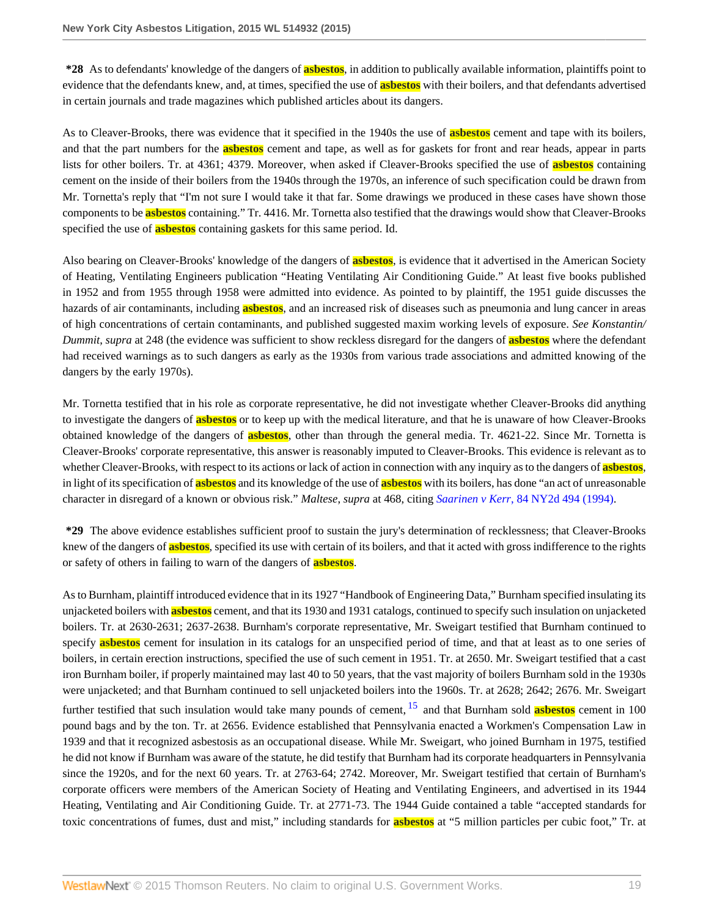**\*28** As to defendants' knowledge of the dangers of asbestos, in addition to publically available information, plaintiffs point to evidence that the defendants knew, and, at times, specified the use of asbestos with their boilers, and that defendants advertised in certain journals and trade magazines which published articles about its dangers.

As to Cleaver-Brooks, there was evidence that it specified in the 1940s the use of asbestos cement and tape with its boilers, and that the part numbers for the asbestos cement and tape, as well as for gaskets for front and rear heads, appear in parts lists for other boilers. Tr. at 4361; 4379. Moreover, when asked if Cleaver-Brooks specified the use of asbestos containing cement on the inside of their boilers from the 1940s through the 1970s, an inference of such specification could be drawn from Mr. Tornetta's reply that "I'm not sure I would take it that far. Some drawings we produced in these cases have shown those components to be asbestos containing." Tr. 4416. Mr. Tornetta also testified that the drawings would show that Cleaver-Brooks specified the use of asbestos containing gaskets for this same period. Id.

Also bearing on Cleaver-Brooks' knowledge of the dangers of asbestos, is evidence that it advertised in the American Society of Heating, Ventilating Engineers publication "Heating Ventilating Air Conditioning Guide." At least five books published in 1952 and from 1955 through 1958 were admitted into evidence. As pointed to by plaintiff, the 1951 guide discusses the hazards of air contaminants, including asbestos, and an increased risk of diseases such as pneumonia and lung cancer in areas of high concentrations of certain contaminants, and published suggested maxim working levels of exposure. *See Konstantin/ Dummit*, *supra* at 248 (the evidence was sufficient to show reckless disregard for the dangers of asbestos where the defendant had received warnings as to such dangers as early as the 1930s from various trade associations and admitted knowing of the dangers by the early 1970s).

Mr. Tornetta testified that in his role as corporate representative, he did not investigate whether Cleaver-Brooks did anything to investigate the dangers of asbestos or to keep up with the medical literature, and that he is unaware of how Cleaver-Brooks obtained knowledge of the dangers of asbestos, other than through the general media. Tr. 4621-22. Since Mr. Tornetta is Cleaver-Brooks' corporate representative, this answer is reasonably imputed to Cleaver-Brooks. This evidence is relevant as to whether Cleaver-Brooks, with respect to its actions or lack of action in connection with any inquiry as to the dangers of asbestos, in light of its specification of asbestos and its knowledge of the use of asbestos with its boilers, has done "an act of unreasonable character in disregard of a known or obvious risk." *Maltese*, *supra* at 468, citing *Saarinen v Kerr*, 84 NY2d 494 (1994).

**\*29** The above evidence establishes sufficient proof to sustain the jury's determination of recklessness; that Cleaver-Brooks knew of the dangers of asbestos, specified its use with certain of its boilers, and that it acted with gross indifference to the rights or safety of others in failing to warn of the dangers of asbestos.

As to Burnham, plaintiff introduced evidence that in its 1927 "Handbook of Engineering Data," Burnham specified insulating its unjacketed boilers with asbestos cement, and that its 1930 and 1931 catalogs, continued to specify such insulation on unjacketed boilers. Tr. at 2630-2631; 2637-2638. Burnham's corporate representative, Mr. Sweigart testified that Burnham continued to specify asbestos cement for insulation in its catalogs for an unspecified period of time, and that at least as to one series of boilers, in certain erection instructions, specified the use of such cement in 1951. Tr. at 2650. Mr. Sweigart testified that a cast iron Burnham boiler, if properly maintained may last 40 to 50 years, that the vast majority of boilers Burnham sold in the 1930s were unjacketed; and that Burnham continued to sell unjacketed boilers into the 1960s. Tr. at 2628; 2642; 2676. Mr. Sweigart further testified that such insulation would take many pounds of cement, [15] and that Burnham sold asbestos cement in 100 pound bags and by the ton. Tr. at 2656. Evidence established that Pennsylvania enacted a Workmen's Compensation Law in 1939 and that it recognized asbestosis as an occupational disease. While Mr. Sweigart, who joined Burnham in 1975, testified he did not know if Burnham was aware of the statute, he did testify that Burnham had its corporate headquarters in Pennsylvania since the 1920s, and for the next 60 years. Tr. at 2763-64; 2742. Moreover, Mr. Sweigart testified that certain of Burnham's corporate officers were members of the American Society of Heating and Ventilating Engineers, and advertised in its 1944 Heating, Ventilating and Air Conditioning Guide. Tr. at 2771-73. The 1944 Guide contained a table "accepted standards for toxic concentrations of fumes, dust and mist," including standards for asbestos at "5 million particles per cubic foot," Tr. at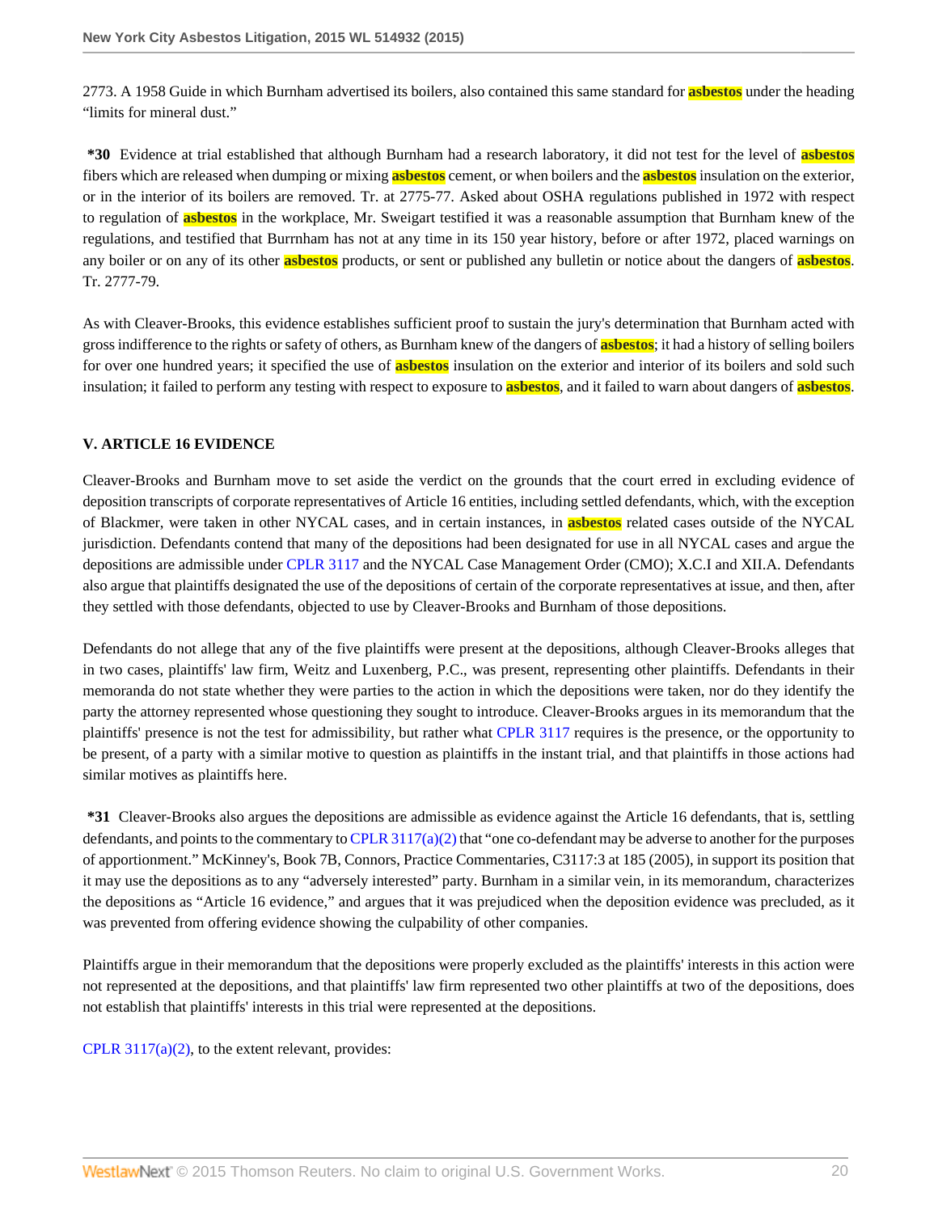2773. A 1958 Guide in which Burnham advertised its boilers, also contained this same standard for asbestos under the heading "limits for mineral dust."

**\*30** Evidence at trial established that although Burnham had a research laboratory, it did not test for the level of asbestos fibers which are released when dumping or mixing asbestos cement, or when boilers and the asbestos insulation on the exterior, or in the interior of its boilers are removed. Tr. at 2775-77. Asked about OSHA regulations published in 1972 with respect to regulation of asbestos in the workplace, Mr. Sweigart testified it was a reasonable assumption that Burnham knew of the regulations, and testified that Burrnham has not at any time in its 150 year history, before or after 1972, placed warnings on any boiler or on any of its other asbestos products, or sent or published any bulletin or notice about the dangers of asbestos. Tr. 2777-79.

As with Cleaver-Brooks, this evidence establishes sufficient proof to sustain the jury's determination that Burnham acted with gross indifference to the rights or safety of others, as Burnham knew of the dangers of asbestos; it had a history of selling boilers for over one hundred years; it specified the use of asbestos insulation on the exterior and interior of its boilers and sold such insulation; it failed to perform any testing with respect to exposure to asbestos, and it failed to warn about dangers of asbestos.

## V. ARTICLE 16 EVIDENCE

Cleaver-Brooks and Burnham move to set aside the verdict on the grounds that the court erred in excluding evidence of deposition transcripts of corporate representatives of Article 16 entities, including settled defendants, which, with the exception of Blackmer, were taken in other NYCAL cases, and in certain instances, in asbestos related cases outside of the NYCAL jurisdiction. Defendants contend that many of the depositions had been designated for use in all NYCAL cases and argue the depositions are admissible under CPLR 3117 and the NYCAL Case Management Order (CMO); X.C.I and XII.A. Defendants also argue that plaintiffs designated the use of the depositions of certain of the corporate representatives at issue, and then, after they settled with those defendants, objected to use by Cleaver-Brooks and Burnham of those depositions.

Defendants do not allege that any of the five plaintiffs were present at the depositions, although Cleaver-Brooks alleges that in two cases, plaintiffs' law firm, Weitz and Luxenberg, P.C., was present, representing other plaintiffs. Defendants in their memoranda do not state whether they were parties to the action in which the depositions were taken, nor do they identify the party the attorney represented whose questioning they sought to introduce. Cleaver-Brooks argues in its memorandum that the plaintiffs' presence is not the test for admissibility, but rather what CPLR 3117 requires is the presence, or the opportunity to be present, of a party with a similar motive to question as plaintiffs in the instant trial, and that plaintiffs in those actions had similar motives as plaintiffs here.

**\*31** Cleaver-Brooks also argues the depositions are admissible as evidence against the Article 16 defendants, that is, settling defendants, and points to the commentary to CPLR 3117(a)(2) that "one co-defendant may be adverse to another for the purposes of apportionment." McKinney's, Book 7B, Connors, Practice Commentaries, C3117:3 at 185 (2005), in support its position that it may use the depositions as to any "adversely interested" party. Burnham in a similar vein, in its memorandum, characterizes the depositions as "Article 16 evidence," and argues that it was prejudiced when the deposition evidence was precluded, as it was prevented from offering evidence showing the culpability of other companies.

Plaintiffs argue in their memorandum that the depositions were properly excluded as the plaintiffs' interests in this action were not represented at the depositions, and that plaintiffs' law firm represented two other plaintiffs at two of the depositions, does not establish that plaintiffs' interests in this trial were represented at the depositions.

CPLR 3117(a)(2), to the extent relevant, provides: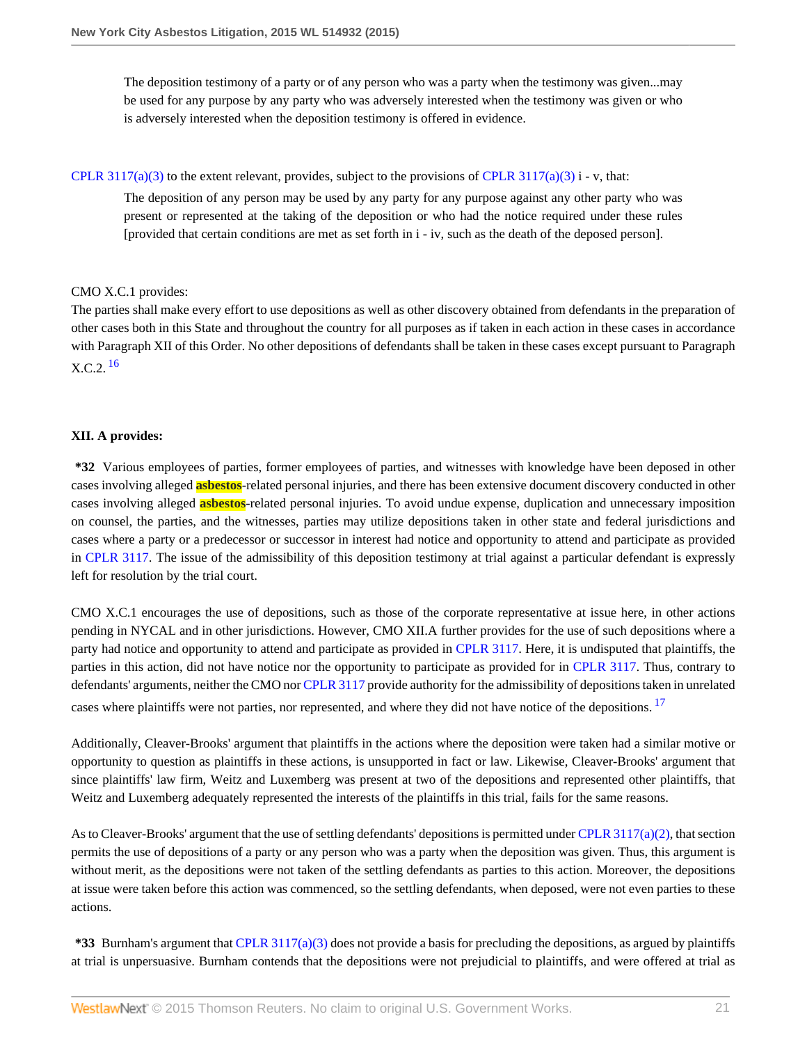> The deposition testimony of a party or of any person who was a party when the testimony was given...may be used for any purpose by any party who was adversely interested when the testimony was given or who is adversely interested when the deposition testimony is offered in evidence.

CPLR 3117(a)(3) to the extent relevant, provides, subject to the provisions of CPLR 3117(a)(3) i - v, that:

> The deposition of any person may be used by any party for any purpose against any other party who was present or represented at the taking of the deposition or who had the notice required under these rules [provided that certain conditions are met as set forth in i - iv, such as the death of the deposed person].

CMO X.C.1 provides:

The parties shall make every effort to use depositions as well as other discovery obtained from defendants in the preparation of other cases both in this State and throughout the country for all purposes as if taken in each action in these cases in accordance with Paragraph XII of this Order. No other depositions of defendants shall be taken in these cases except pursuant to Paragraph X.C.2. [16]

**XII. A provides:**

**\*32** Various employees of parties, former employees of parties, and witnesses with knowledge have been deposed in other cases involving alleged **asbestos**-related personal injuries, and there has been extensive document discovery conducted in other cases involving alleged **asbestos**-related personal injuries. To avoid undue expense, duplication and unnecessary imposition on counsel, the parties, and the witnesses, parties may utilize depositions taken in other state and federal jurisdictions and cases where a party or a predecessor or successor in interest had notice and opportunity to attend and participate as provided in CPLR 3117. The issue of the admissibility of this deposition testimony at trial against a particular defendant is expressly left for resolution by the trial court.

CMO X.C.1 encourages the use of depositions, such as those of the corporate representative at issue here, in other actions pending in NYCAL and in other jurisdictions. However, CMO XII.A further provides for the use of such depositions where a party had notice and opportunity to attend and participate as provided in CPLR 3117. Here, it is undisputed that plaintiffs, the parties in this action, did not have notice nor the opportunity to participate as provided for in CPLR 3117. Thus, contrary to defendants' arguments, neither the CMO nor CPLR 3117 provide authority for the admissibility of depositions taken in unrelated cases where plaintiffs were not parties, nor represented, and where they did not have notice of the depositions. [17]

Additionally, Cleaver-Brooks' argument that plaintiffs in the actions where the deposition were taken had a similar motive or opportunity to question as plaintiffs in these actions, is unsupported in fact or law. Likewise, Cleaver-Brooks' argument that since plaintiffs' law firm, Weitz and Luxemberg was present at two of the depositions and represented other plaintiffs, that Weitz and Luxemberg adequately represented the interests of the plaintiffs in this trial, fails for the same reasons.

As to Cleaver-Brooks' argument that the use of settling defendants' depositions is permitted under CPLR 3117(a)(2), that section permits the use of depositions of a party or any person who was a party when the deposition was given. Thus, this argument is without merit, as the depositions were not taken of the settling defendants as parties to this action. Moreover, the depositions at issue were taken before this action was commenced, so the settling defendants, when deposed, were not even parties to these actions.

**\*33** Burnham's argument that CPLR 3117(a)(3) does not provide a basis for precluding the depositions, as argued by plaintiffs at trial is unpersuasive. Burnham contends that the depositions were not prejudicial to plaintiffs, and were offered at trial as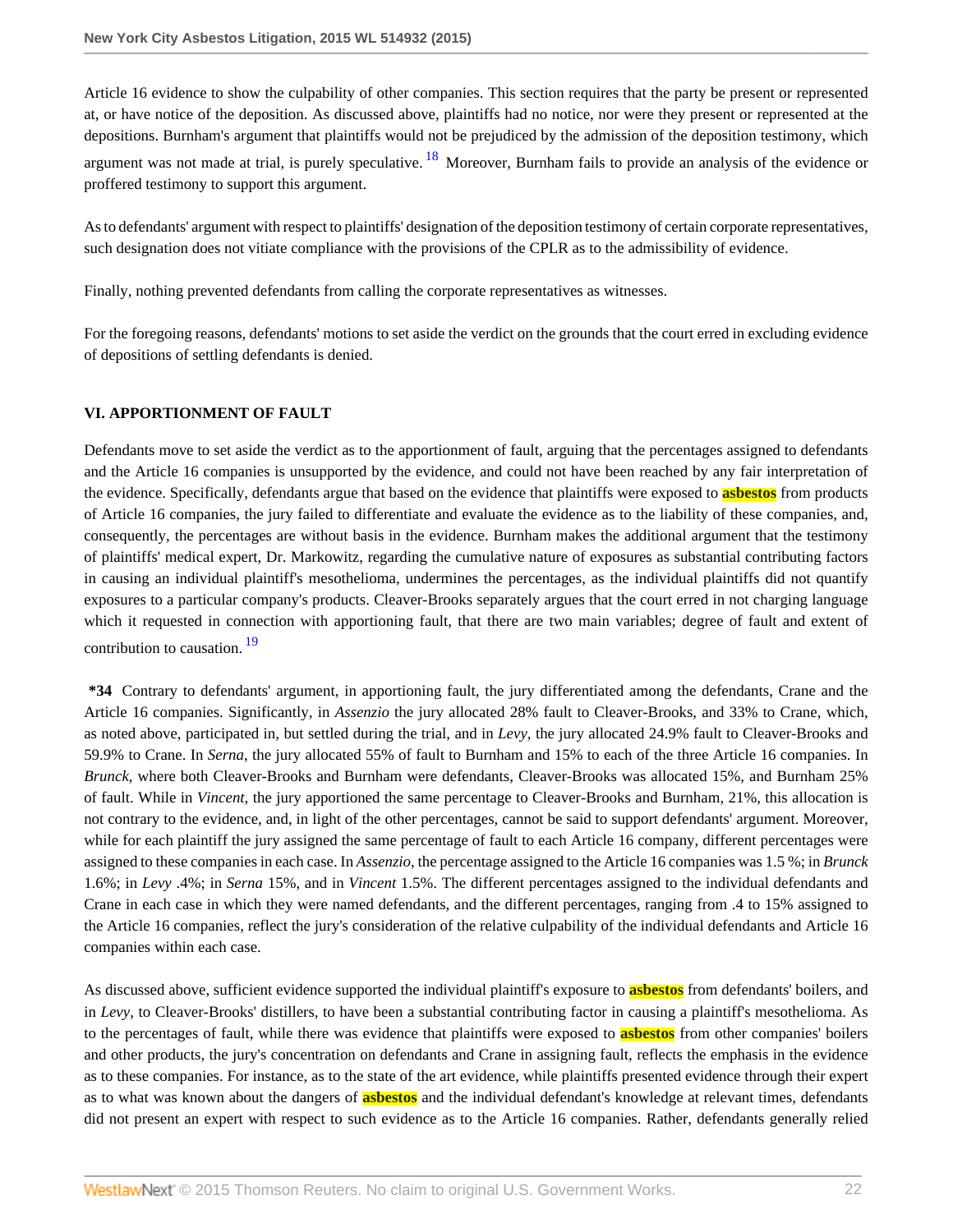Article 16 evidence to show the culpability of other companies. This section requires that the party be present or represented at, or have notice of the deposition. As discussed above, plaintiffs had no notice, nor were they present or represented at the depositions. Burnham's argument that plaintiffs would not be prejudiced by the admission of the deposition testimony, which argument was not made at trial, is purely speculative. [18] Moreover, Burnham fails to provide an analysis of the evidence or proffered testimony to support this argument.

As to defendants' argument with respect to plaintiffs' designation of the deposition testimony of certain corporate representatives, such designation does not vitiate compliance with the provisions of the CPLR as to the admissibility of evidence.

Finally, nothing prevented defendants from calling the corporate representatives as witnesses.

For the foregoing reasons, defendants' motions to set aside the verdict on the grounds that the court erred in excluding evidence of depositions of settling defendants is denied.

## VI. APPORTIONMENT OF FAULT

Defendants move to set aside the verdict as to the apportionment of fault, arguing that the percentages assigned to defendants and the Article 16 companies is unsupported by the evidence, and could not have been reached by any fair interpretation of the evidence. Specifically, defendants argue that based on the evidence that plaintiffs were exposed to asbestos from products of Article 16 companies, the jury failed to differentiate and evaluate the evidence as to the liability of these companies, and, consequently, the percentages are without basis in the evidence. Burnham makes the additional argument that the testimony of plaintiffs' medical expert, Dr. Markowitz, regarding the cumulative nature of exposures as substantial contributing factors in causing an individual plaintiff's mesothelioma, undermines the percentages, as the individual plaintiffs did not quantify exposures to a particular company's products. Cleaver-Brooks separately argues that the court erred in not charging language which it requested in connection with apportioning fault, that there are two main variables; degree of fault and extent of contribution to causation. [19]

**\*34** Contrary to defendants' argument, in apportioning fault, the jury differentiated among the defendants, Crane and the Article 16 companies. Significantly, in *Assenzio* the jury allocated 28% fault to Cleaver-Brooks, and 33% to Crane, which, as noted above, participated in, but settled during the trial, and in *Levy*, the jury allocated 24.9% fault to Cleaver-Brooks and 59.9% to Crane. In *Serna*, the jury allocated 55% of fault to Burnham and 15% to each of the three Article 16 companies. In *Brunck*, where both Cleaver-Brooks and Burnham were defendants, Cleaver-Brooks was allocated 15%, and Burnham 25% of fault. While in *Vincent*, the jury apportioned the same percentage to Cleaver-Brooks and Burnham, 21%, this allocation is not contrary to the evidence, and, in light of the other percentages, cannot be said to support defendants' argument. Moreover, while for each plaintiff the jury assigned the same percentage of fault to each Article 16 company, different percentages were assigned to these companies in each case. In *Assenzio*, the percentage assigned to the Article 16 companies was 1.5 %; in *Brunck* 1.6%; in *Levy* .4%; in *Serna* 15%, and in *Vincent* 1.5%. The different percentages assigned to the individual defendants and Crane in each case in which they were named defendants, and the different percentages, ranging from .4 to 15% assigned to the Article 16 companies, reflect the jury's consideration of the relative culpability of the individual defendants and Article 16 companies within each case.

As discussed above, sufficient evidence supported the individual plaintiff's exposure to asbestos from defendants' boilers, and in *Levy*, to Cleaver-Brooks' distillers, to have been a substantial contributing factor in causing a plaintiff's mesothelioma. As to the percentages of fault, while there was evidence that plaintiffs were exposed to asbestos from other companies' boilers and other products, the jury's concentration on defendants and Crane in assigning fault, reflects the emphasis in the evidence as to these companies. For instance, as to the state of the art evidence, while plaintiffs presented evidence through their expert as to what was known about the dangers of asbestos and the individual defendant's knowledge at relevant times, defendants did not present an expert with respect to such evidence as to the Article 16 companies. Rather, defendants generally relied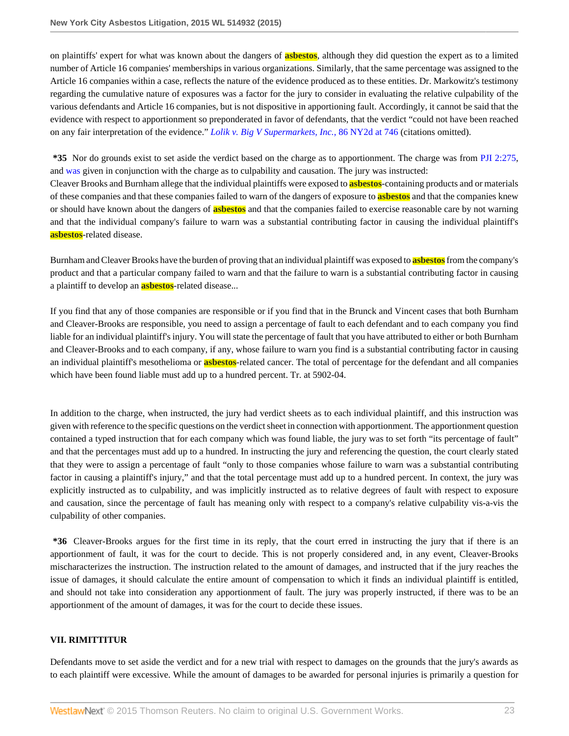on plaintiffs' expert for what was known about the dangers of asbestos, although they did question the expert as to a limited number of Article 16 companies' memberships in various organizations. Similarly, that the same percentage was assigned to the Article 16 companies within a case, reflects the nature of the evidence produced as to these entities. Dr. Markowitz's testimony regarding the cumulative nature of exposures was a factor for the jury to consider in evaluating the relative culpability of the various defendants and Article 16 companies, but is not dispositive in apportioning fault. Accordingly, it cannot be said that the evidence with respect to apportionment so preponderated in favor of defendants, that the verdict "could not have been reached on any fair interpretation of the evidence." *Lolik v. Big V Supermarkets, Inc.*, 86 NY2d at 746 (citations omitted).

**\*35** Nor do grounds exist to set aside the verdict based on the charge as to apportionment. The charge was from PJI 2:275, and was given in conjunction with the charge as to culpability and causation. The jury was instructed:

Cleaver Brooks and Burnham allege that the individual plaintiffs were exposed to asbestos-containing products and or materials of these companies and that these companies failed to warn of the dangers of exposure to asbestos and that the companies knew or should have known about the dangers of asbestos and that the companies failed to exercise reasonable care by not warning and that the individual company's failure to warn was a substantial contributing factor in causing the individual plaintiff's asbestos-related disease.

Burnham and Cleaver Brooks have the burden of proving that an individual plaintiff was exposed to asbestos from the company's product and that a particular company failed to warn and that the failure to warn is a substantial contributing factor in causing a plaintiff to develop an asbestos-related disease...

If you find that any of those companies are responsible or if you find that in the Brunck and Vincent cases that both Burnham and Cleaver-Brooks are responsible, you need to assign a percentage of fault to each defendant and to each company you find liable for an individual plaintiff's injury. You will state the percentage of fault that you have attributed to either or both Burnham and Cleaver-Brooks and to each company, if any, whose failure to warn you find is a substantial contributing factor in causing an individual plaintiff's mesothelioma or asbestos-related cancer. The total of percentage for the defendant and all companies which have been found liable must add up to a hundred percent. Tr. at 5902-04.

In addition to the charge, when instructed, the jury had verdict sheets as to each individual plaintiff, and this instruction was given with reference to the specific questions on the verdict sheet in connection with apportionment. The apportionment question contained a typed instruction that for each company which was found liable, the jury was to set forth "its percentage of fault" and that the percentages must add up to a hundred. In instructing the jury and referencing the question, the court clearly stated that they were to assign a percentage of fault "only to those companies whose failure to warn was a substantial contributing factor in causing a plaintiff's injury," and that the total percentage must add up to a hundred percent. In context, the jury was explicitly instructed as to culpability, and was implicitly instructed as to relative degrees of fault with respect to exposure and causation, since the percentage of fault has meaning only with respect to a company's relative culpability vis-a-vis the culpability of other companies.

**\*36** Cleaver-Brooks argues for the first time in its reply, that the court erred in instructing the jury that if there is an apportionment of fault, it was for the court to decide. This is not properly considered and, in any event, Cleaver-Brooks mischaracterizes the instruction. The instruction related to the amount of damages, and instructed that if the jury reaches the issue of damages, it should calculate the entire amount of compensation to which it finds an individual plaintiff is entitled, and should not take into consideration any apportionment of fault. The jury was properly instructed, if there was to be an apportionment of the amount of damages, it was for the court to decide these issues.

## VII. RIMITTITUR

Defendants move to set aside the verdict and for a new trial with respect to damages on the grounds that the jury's awards as to each plaintiff were excessive. While the amount of damages to be awarded for personal injuries is primarily a question for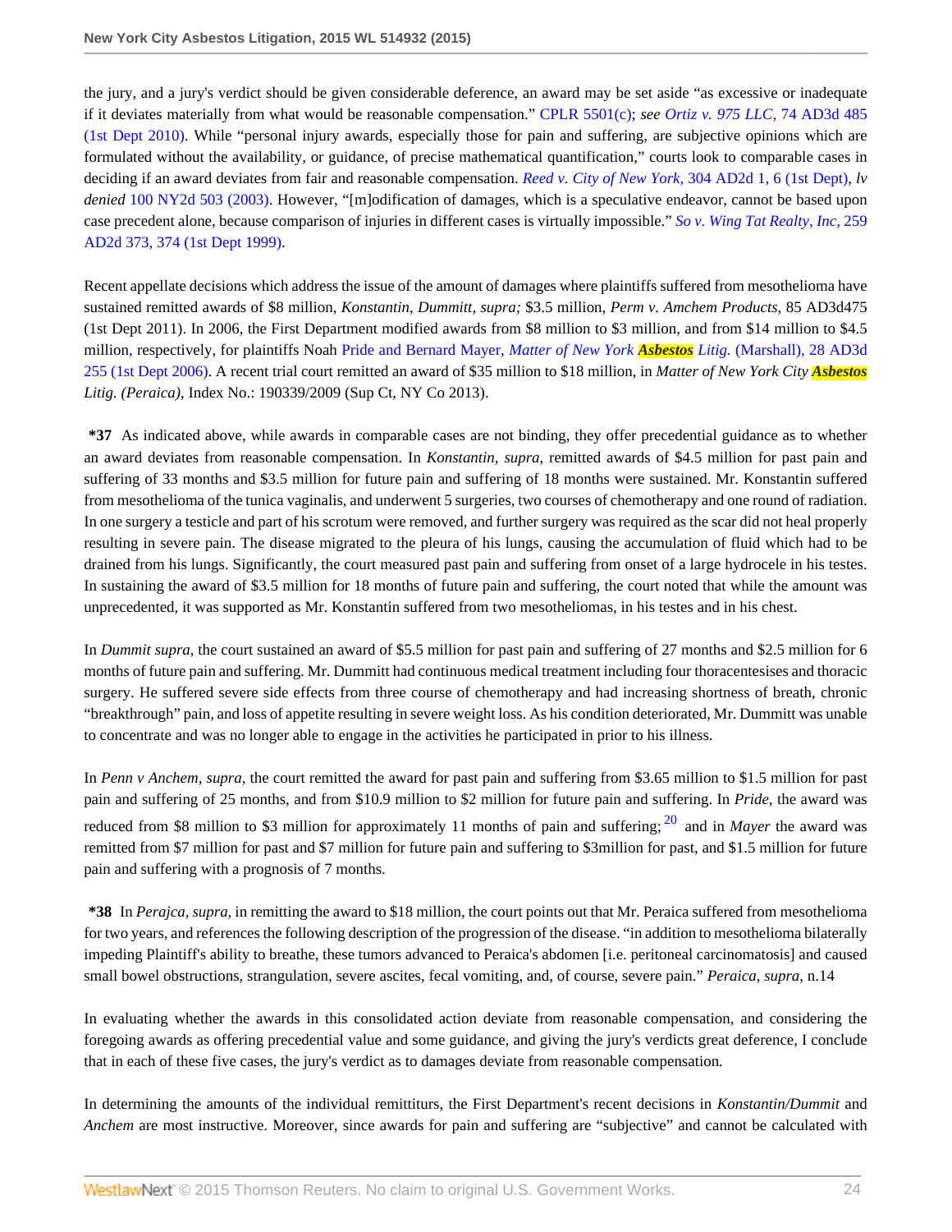the jury, and a jury's verdict should be given considerable deference, an award may be set aside "as excessive or inadequate if it deviates materially from what would be reasonable compensation." CPLR 5501(c); *see Ortiz v. 975 LLC*, 74 AD3d 485 (1st Dept 2010). While "personal injury awards, especially those for pain and suffering, are subjective opinions which are formulated without the availability, or guidance, of precise mathematical quantification," courts look to comparable cases in deciding if an award deviates from fair and reasonable compensation. *Reed v. City of New York*, 304 AD2d 1, 6 (1st Dept), *lv denied* 100 NY2d 503 (2003). However, "[m]odification of damages, which is a speculative endeavor, cannot be based upon case precedent alone, because comparison of injuries in different cases is virtually impossible." *So v. Wing Tat Realty, Inc*, 259 AD2d 373, 374 (1st Dept 1999).

Recent appellate decisions which address the issue of the amount of damages where plaintiffs suffered from mesothelioma have sustained remitted awards of $8 million, *Konstantin, Dummitt, supra;* $3.5 million, *Perm v. Amchem Products*, 85 AD3d475 (1st Dept 2011). In 2006, the First Department modified awards from $8 million to $3 million, and from $14 million to $4.5 million, respectively, for plaintiffs Noah Pride and Bernard Mayer, *Matter of New York **Asbestos** Litig.* (Marshall), 28 AD3d 255 (1st Dept 2006). A recent trial court remitted an award of $35 million to $18 million, in *Matter of New York City **Asbestos** Litig. (Peraica)*, Index No.: 190339/2009 (Sup Ct, NY Co 2013).

**\*37** As indicated above, while awards in comparable cases are not binding, they offer precedential guidance as to whether an award deviates from reasonable compensation. In *Konstantin, supra*, remitted awards of $4.5 million for past pain and suffering of 33 months and $3.5 million for future pain and suffering of 18 months were sustained. Mr. Konstantin suffered from mesothelioma of the tunica vaginalis, and underwent 5 surgeries, two courses of chemotherapy and one round of radiation. In one surgery a testicle and part of his scrotum were removed, and further surgery was required as the scar did not heal properly resulting in severe pain. The disease migrated to the pleura of his lungs, causing the accumulation of fluid which had to be drained from his lungs. Significantly, the court measured past pain and suffering from onset of a large hydrocele in his testes. In sustaining the award of $3.5 million for 18 months of future pain and suffering, the court noted that while the amount was unprecedented, it was supported as Mr. Konstantin suffered from two mesotheliomas, in his testes and in his chest.

In *Dummit supra*, the court sustained an award of $5.5 million for past pain and suffering of 27 months and $2.5 million for 6 months of future pain and suffering. Mr. Dummitt had continuous medical treatment including four thoracentesises and thoracic surgery. He suffered severe side effects from three course of chemotherapy and had increasing shortness of breath, chronic "breakthrough" pain, and loss of appetite resulting in severe weight loss. As his condition deteriorated, Mr. Dummitt was unable to concentrate and was no longer able to engage in the activities he participated in prior to his illness.

In *Penn v Anchem, supra*, the court remitted the award for past pain and suffering from $3.65 million to $1.5 million for past pain and suffering of 25 months, and from $10.9 million to $2 million for future pain and suffering. In *Pride*, the award was reduced from $8 million to $3 million for approximately 11 months of pain and suffering; [20] and in *Mayer* the award was remitted from $7 million for past and $7 million for future pain and suffering to $3million for past, and $1.5 million for future pain and suffering with a prognosis of 7 months.

**\*38** In *Perajca, supra*, in remitting the award to $18 million, the court points out that Mr. Peraica suffered from mesothelioma for two years, and references the following description of the progression of the disease. "in addition to mesothelioma bilaterally impeding Plaintiff's ability to breathe, these tumors advanced to Peraica's abdomen [i.e. peritoneal carcinomatosis] and caused small bowel obstructions, strangulation, severe ascites, fecal vomiting, and, of course, severe pain." *Peraica, supra*, n.14

In evaluating whether the awards in this consolidated action deviate from reasonable compensation, and considering the foregoing awards as offering precedential value and some guidance, and giving the jury's verdicts great deference, I conclude that in each of these five cases, the jury's verdict as to damages deviate from reasonable compensation.

In determining the amounts of the individual remittiturs, the First Department's recent decisions in *Konstantin/Dummit* and *Anchem* are most instructive. Moreover, since awards for pain and suffering are "subjective" and cannot be calculated with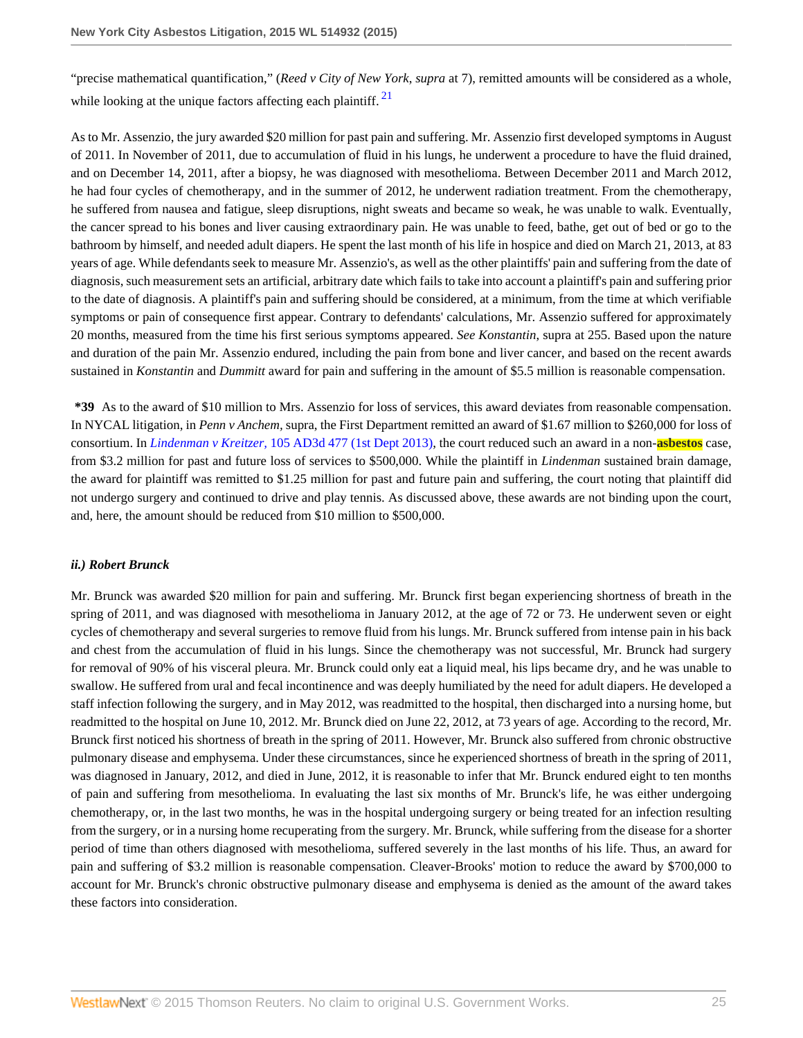"precise mathematical quantification," (*Reed v City of New York*, *supra* at 7), remitted amounts will be considered as a whole, while looking at the unique factors affecting each plaintiff. [21]

As to Mr. Assenzio, the jury awarded $20 million for past pain and suffering. Mr. Assenzio first developed symptoms in August of 2011. In November of 2011, due to accumulation of fluid in his lungs, he underwent a procedure to have the fluid drained, and on December 14, 2011, after a biopsy, he was diagnosed with mesothelioma. Between December 2011 and March 2012, he had four cycles of chemotherapy, and in the summer of 2012, he underwent radiation treatment. From the chemotherapy, he suffered from nausea and fatigue, sleep disruptions, night sweats and became so weak, he was unable to walk. Eventually, the cancer spread to his bones and liver causing extraordinary pain. He was unable to feed, bathe, get out of bed or go to the bathroom by himself, and needed adult diapers. He spent the last month of his life in hospice and died on March 21, 2013, at 83 years of age. While defendants seek to measure Mr. Assenzio's, as well as the other plaintiffs' pain and suffering from the date of diagnosis, such measurement sets an artificial, arbitrary date which fails to take into account a plaintiff's pain and suffering prior to the date of diagnosis. A plaintiff's pain and suffering should be considered, at a minimum, from the time at which verifiable symptoms or pain of consequence first appear. Contrary to defendants' calculations, Mr. Assenzio suffered for approximately 20 months, measured from the time his first serious symptoms appeared. *See Konstantin*, supra at 255. Based upon the nature and duration of the pain Mr. Assenzio endured, including the pain from bone and liver cancer, and based on the recent awards sustained in *Konstantin* and *Dummitt* award for pain and suffering in the amount of $5.5 million is reasonable compensation.

**\*39** As to the award of $10 million to Mrs. Assenzio for loss of services, this award deviates from reasonable compensation. In NYCAL litigation, in *Penn v Anchem*, supra, the First Department remitted an award of $1.67 million to $260,000 for loss of consortium. In *Lindenman v Kreitzer*, 105 AD3d 477 (1st Dept 2013), the court reduced such an award in a non-asbestos case, from $3.2 million for past and future loss of services to $500,000. While the plaintiff in *Lindenman* sustained brain damage, the award for plaintiff was remitted to $1.25 million for past and future pain and suffering, the court noting that plaintiff did not undergo surgery and continued to drive and play tennis. As discussed above, these awards are not binding upon the court, and, here, the amount should be reduced from $10 million to $500,000.

### *ii.) Robert Brunck*

Mr. Brunck was awarded $20 million for pain and suffering. Mr. Brunck first began experiencing shortness of breath in the spring of 2011, and was diagnosed with mesothelioma in January 2012, at the age of 72 or 73. He underwent seven or eight cycles of chemotherapy and several surgeries to remove fluid from his lungs. Mr. Brunck suffered from intense pain in his back and chest from the accumulation of fluid in his lungs. Since the chemotherapy was not successful, Mr. Brunck had surgery for removal of 90% of his visceral pleura. Mr. Brunck could only eat a liquid meal, his lips became dry, and he was unable to swallow. He suffered from ural and fecal incontinence and was deeply humiliated by the need for adult diapers. He developed a staff infection following the surgery, and in May 2012, was readmitted to the hospital, then discharged into a nursing home, but readmitted to the hospital on June 10, 2012. Mr. Brunck died on June 22, 2012, at 73 years of age. According to the record, Mr. Brunck first noticed his shortness of breath in the spring of 2011. However, Mr. Brunck also suffered from chronic obstructive pulmonary disease and emphysema. Under these circumstances, since he experienced shortness of breath in the spring of 2011, was diagnosed in January, 2012, and died in June, 2012, it is reasonable to infer that Mr. Brunck endured eight to ten months of pain and suffering from mesothelioma. In evaluating the last six months of Mr. Brunck's life, he was either undergoing chemotherapy, or, in the last two months, he was in the hospital undergoing surgery or being treated for an infection resulting from the surgery, or in a nursing home recuperating from the surgery. Mr. Brunck, while suffering from the disease for a shorter period of time than others diagnosed with mesothelioma, suffered severely in the last months of his life. Thus, an award for pain and suffering of $3.2 million is reasonable compensation. Cleaver-Brooks' motion to reduce the award by $700,000 to account for Mr. Brunck's chronic obstructive pulmonary disease and emphysema is denied as the amount of the award takes these factors into consideration.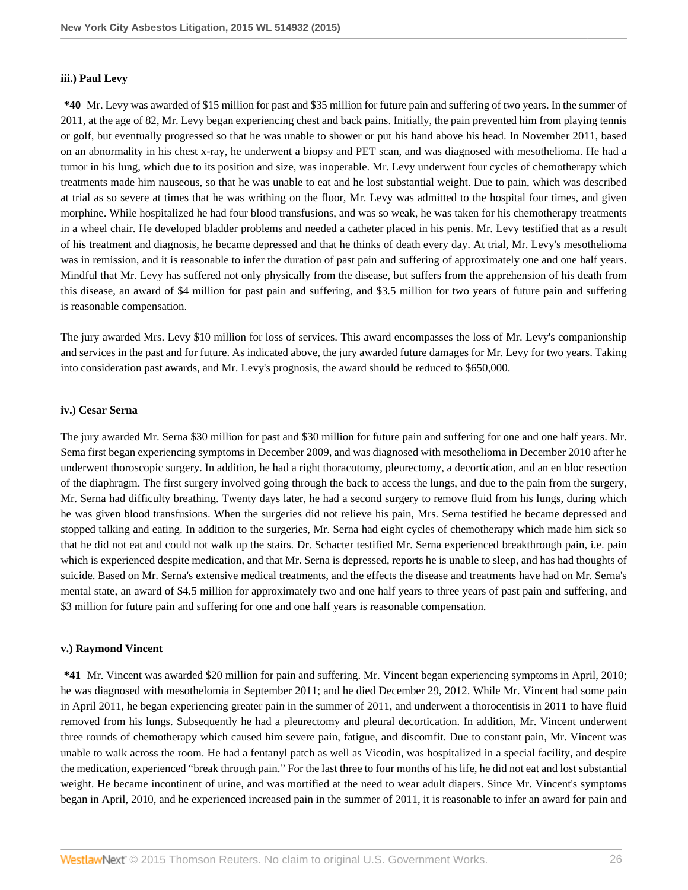#### iii.) Paul Levy

**\*40** Mr. Levy was awarded of $15 million for past and $35 million for future pain and suffering of two years. In the summer of 2011, at the age of 82, Mr. Levy began experiencing chest and back pains. Initially, the pain prevented him from playing tennis or golf, but eventually progressed so that he was unable to shower or put his hand above his head. In November 2011, based on an abnormality in his chest x-ray, he underwent a biopsy and PET scan, and was diagnosed with mesothelioma. He had a tumor in his lung, which due to its position and size, was inoperable. Mr. Levy underwent four cycles of chemotherapy which treatments made him nauseous, so that he was unable to eat and he lost substantial weight. Due to pain, which was described at trial as so severe at times that he was writhing on the floor, Mr. Levy was admitted to the hospital four times, and given morphine. While hospitalized he had four blood transfusions, and was so weak, he was taken for his chemotherapy treatments in a wheel chair. He developed bladder problems and needed a catheter placed in his penis. Mr. Levy testified that as a result of his treatment and diagnosis, he became depressed and that he thinks of death every day. At trial, Mr. Levy's mesothelioma was in remission, and it is reasonable to infer the duration of past pain and suffering of approximately one and one half years. Mindful that Mr. Levy has suffered not only physically from the disease, but suffers from the apprehension of his death from this disease, an award of $4 million for past pain and suffering, and $3.5 million for two years of future pain and suffering is reasonable compensation.

The jury awarded Mrs. Levy $10 million for loss of services. This award encompasses the loss of Mr. Levy's companionship and services in the past and for future. As indicated above, the jury awarded future damages for Mr. Levy for two years. Taking into consideration past awards, and Mr. Levy's prognosis, the award should be reduced to $650,000.

#### iv.) Cesar Serna

The jury awarded Mr. Serna $30 million for past and $30 million for future pain and suffering for one and one half years. Mr. Sema first began experiencing symptoms in December 2009, and was diagnosed with mesothelioma in December 2010 after he underwent thoroscopic surgery. In addition, he had a right thoracotomy, pleurectomy, a decortication, and an en bloc resection of the diaphragm. The first surgery involved going through the back to access the lungs, and due to the pain from the surgery, Mr. Serna had difficulty breathing. Twenty days later, he had a second surgery to remove fluid from his lungs, during which he was given blood transfusions. When the surgeries did not relieve his pain, Mrs. Serna testified he became depressed and stopped talking and eating. In addition to the surgeries, Mr. Serna had eight cycles of chemotherapy which made him sick so that he did not eat and could not walk up the stairs. Dr. Schacter testified Mr. Serna experienced breakthrough pain, i.e. pain which is experienced despite medication, and that Mr. Serna is depressed, reports he is unable to sleep, and has had thoughts of suicide. Based on Mr. Serna's extensive medical treatments, and the effects the disease and treatments have had on Mr. Serna's mental state, an award of $4.5 million for approximately two and one half years to three years of past pain and suffering, and $3 million for future pain and suffering for one and one half years is reasonable compensation.

#### v.) Raymond Vincent

**\*41** Mr. Vincent was awarded $20 million for pain and suffering. Mr. Vincent began experiencing symptoms in April, 2010; he was diagnosed with mesothelomia in September 2011; and he died December 29, 2012. While Mr. Vincent had some pain in April 2011, he began experiencing greater pain in the summer of 2011, and underwent a thorocentisis in 2011 to have fluid removed from his lungs. Subsequently he had a pleurectomy and pleural decortication. In addition, Mr. Vincent underwent three rounds of chemotherapy which caused him severe pain, fatigue, and discomfit. Due to constant pain, Mr. Vincent was unable to walk across the room. He had a fentanyl patch as well as Vicodin, was hospitalized in a special facility, and despite the medication, experienced "break through pain." For the last three to four months of his life, he did not eat and lost substantial weight. He became incontinent of urine, and was mortified at the need to wear adult diapers. Since Mr. Vincent's symptoms began in April, 2010, and he experienced increased pain in the summer of 2011, it is reasonable to infer an award for pain and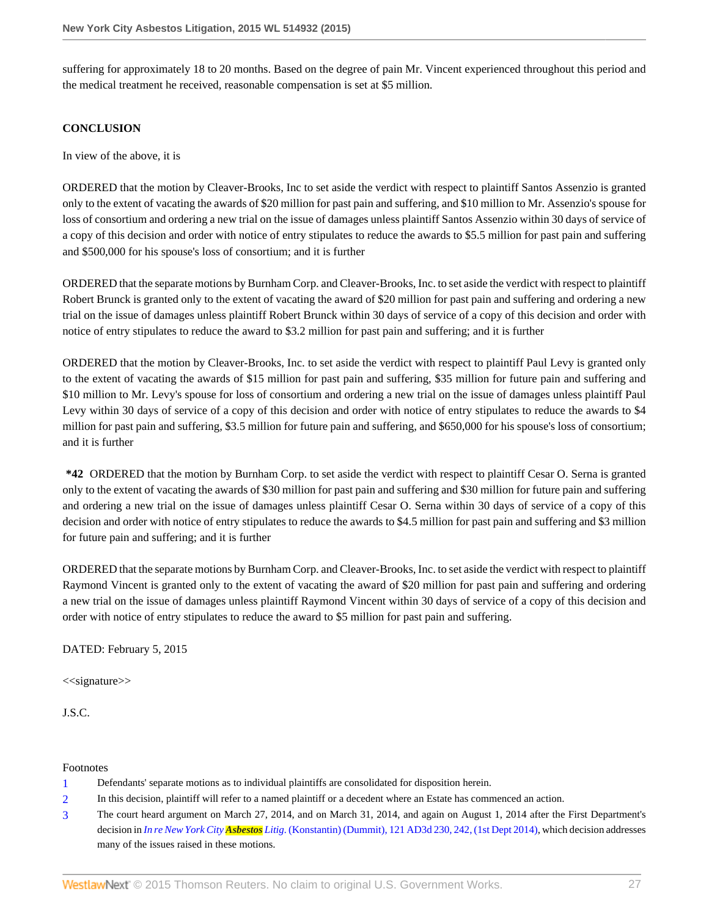suffering for approximately 18 to 20 months. Based on the degree of pain Mr. Vincent experienced throughout this period and the medical treatment he received, reasonable compensation is set at $5 million.

## CONCLUSION

In view of the above, it is

ORDERED that the motion by Cleaver-Brooks, Inc to set aside the verdict with respect to plaintiff Santos Assenzio is granted only to the extent of vacating the awards of $20 million for past pain and suffering, and $10 million to Mr. Assenzio's spouse for loss of consortium and ordering a new trial on the issue of damages unless plaintiff Santos Assenzio within 30 days of service of a copy of this decision and order with notice of entry stipulates to reduce the awards to $5.5 million for past pain and suffering and $500,000 for his spouse's loss of consortium; and it is further

ORDERED that the separate motions by Burnham Corp. and Cleaver-Brooks, Inc. to set aside the verdict with respect to plaintiff Robert Brunck is granted only to the extent of vacating the award of $20 million for past pain and suffering and ordering a new trial on the issue of damages unless plaintiff Robert Brunck within 30 days of service of a copy of this decision and order with notice of entry stipulates to reduce the award to $3.2 million for past pain and suffering; and it is further

ORDERED that the motion by Cleaver-Brooks, Inc. to set aside the verdict with respect to plaintiff Paul Levy is granted only to the extent of vacating the awards of $15 million for past pain and suffering, $35 million for future pain and suffering and $10 million to Mr. Levy's spouse for loss of consortium and ordering a new trial on the issue of damages unless plaintiff Paul Levy within 30 days of service of a copy of this decision and order with notice of entry stipulates to reduce the awards to $4 million for past pain and suffering, $3.5 million for future pain and suffering, and $650,000 for his spouse's loss of consortium; and it is further

**\*42** ORDERED that the motion by Burnham Corp. to set aside the verdict with respect to plaintiff Cesar O. Serna is granted only to the extent of vacating the awards of $30 million for past pain and suffering and $30 million for future pain and suffering and ordering a new trial on the issue of damages unless plaintiff Cesar O. Serna within 30 days of service of a copy of this decision and order with notice of entry stipulates to reduce the awards to $4.5 million for past pain and suffering and $3 million for future pain and suffering; and it is further

ORDERED that the separate motions by Burnham Corp. and Cleaver-Brooks, Inc. to set aside the verdict with respect to plaintiff Raymond Vincent is granted only to the extent of vacating the award of $20 million for past pain and suffering and ordering a new trial on the issue of damages unless plaintiff Raymond Vincent within 30 days of service of a copy of this decision and order with notice of entry stipulates to reduce the award to $5 million for past pain and suffering.

DATED: February 5, 2015

<<signature>>

J.S.C.

Footnotes

1. Defendants' separate motions as to individual plaintiffs are consolidated for disposition herein.
2. In this decision, plaintiff will refer to a named plaintiff or a decedent where an Estate has commenced an action.
3. The court heard argument on March 27, 2014, and on March 31, 2014, and again on August 1, 2014 after the First Department's decision in *In re New York City Asbestos Litig.* (Konstantin) (Dummit), 121 AD3d 230, 242, (1st Dept 2014), which decision addresses many of the issues raised in these motions.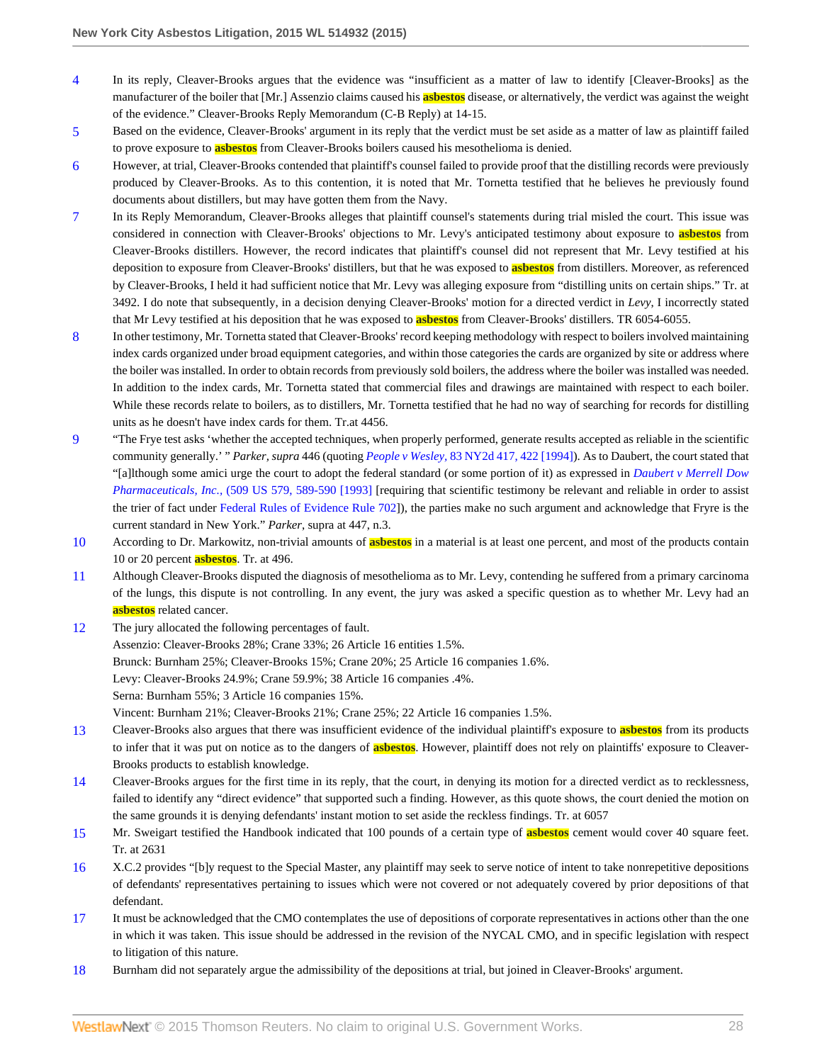4 In its reply, Cleaver-Brooks argues that the evidence was "insufficient as a matter of law to identify [Cleaver-Brooks] as the manufacturer of the boiler that [Mr.] Assenzio claims caused his asbestos disease, or alternatively, the verdict was against the weight of the evidence." Cleaver-Brooks Reply Memorandum (C-B Reply) at 14-15.

5 Based on the evidence, Cleaver-Brooks' argument in its reply that the verdict must be set aside as a matter of law as plaintiff failed to prove exposure to asbestos from Cleaver-Brooks boilers caused his mesothelioma is denied.

6 However, at trial, Cleaver-Brooks contended that plaintiff's counsel failed to provide proof that the distilling records were previously produced by Cleaver-Brooks. As to this contention, it is noted that Mr. Tornetta testified that he believes he previously found documents about distillers, but may have gotten them from the Navy.

7 In its Reply Memorandum, Cleaver-Brooks alleges that plaintiff counsel's statements during trial misled the court. This issue was considered in connection with Cleaver-Brooks' objections to Mr. Levy's anticipated testimony about exposure to asbestos from Cleaver-Brooks distillers. However, the record indicates that plaintiff's counsel did not represent that Mr. Levy testified at his deposition to exposure from Cleaver-Brooks' distillers, but that he was exposed to asbestos from distillers. Moreover, as referenced by Cleaver-Brooks, I held it had sufficient notice that Mr. Levy was alleging exposure from "distilling units on certain ships." Tr. at 3492. I do note that subsequently, in a decision denying Cleaver-Brooks' motion for a directed verdict in *Levy*, I incorrectly stated that Mr Levy testified at his deposition that he was exposed to asbestos from Cleaver-Brooks' distillers. TR 6054-6055.

8 In other testimony, Mr. Tornetta stated that Cleaver-Brooks' record keeping methodology with respect to boilers involved maintaining index cards organized under broad equipment categories, and within those categories the cards are organized by site or address where the boiler was installed. In order to obtain records from previously sold boilers, the address where the boiler was installed was needed. In addition to the index cards, Mr. Tornetta stated that commercial files and drawings are maintained with respect to each boiler. While these records relate to boilers, as to distillers, Mr. Tornetta testified that he had no way of searching for records for distilling units as he doesn't have index cards for them. Tr.at 4456.

9 "The Frye test asks 'whether the accepted techniques, when properly performed, generate results accepted as reliable in the scientific community generally.' " *Parker, supra* 446 (quoting *People v Wesley*, 83 NY2d 417, 422 [1994]). As to Daubert, the court stated that "[a]lthough some amici urge the court to adopt the federal standard (or some portion of it) as expressed in *Daubert v Merrell Dow Pharmaceuticals, Inc.*, (509 US 579, 589-590 [1993] [requiring that scientific testimony be relevant and reliable in order to assist the trier of fact under Federal Rules of Evidence Rule 702]), the parties make no such argument and acknowledge that Fryre is the current standard in New York." *Parker*, supra at 447, n.3.

10 According to Dr. Markowitz, non-trivial amounts of asbestos in a material is at least one percent, and most of the products contain 10 or 20 percent asbestos. Tr. at 496.

11 Although Cleaver-Brooks disputed the diagnosis of mesothelioma as to Mr. Levy, contending he suffered from a primary carcinoma of the lungs, this dispute is not controlling. In any event, the jury was asked a specific question as to whether Mr. Levy had an asbestos related cancer.

12 The jury allocated the following percentages of fault.
Assenzio: Cleaver-Brooks 28%; Crane 33%; 26 Article 16 entities 1.5%.
Brunck: Burnham 25%; Cleaver-Brooks 15%; Crane 20%; 25 Article 16 companies 1.6%.
Levy: Cleaver-Brooks 24.9%; Crane 59.9%; 38 Article 16 companies .4%.
Serna: Burnham 55%; 3 Article 16 companies 15%.
Vincent: Burnham 21%; Cleaver-Brooks 21%; Crane 25%; 22 Article 16 companies 1.5%.

13 Cleaver-Brooks also argues that there was insufficient evidence of the individual plaintiff's exposure to asbestos from its products to infer that it was put on notice as to the dangers of asbestos. However, plaintiff does not rely on plaintiffs' exposure to Cleaver-Brooks products to establish knowledge.

14 Cleaver-Brooks argues for the first time in its reply, that the court, in denying its motion for a directed verdict as to recklessness, failed to identify any "direct evidence" that supported such a finding. However, as this quote shows, the court denied the motion on the same grounds it is denying defendants' instant motion to set aside the reckless findings. Tr. at 6057

15 Mr. Sweigart testified the Handbook indicated that 100 pounds of a certain type of asbestos cement would cover 40 square feet. Tr. at 2631

16 X.C.2 provides "[b]y request to the Special Master, any plaintiff may seek to serve notice of intent to take nonrepetitive depositions of defendants' representatives pertaining to issues which were not covered or not adequately covered by prior depositions of that defendant.

17 It must be acknowledged that the CMO contemplates the use of depositions of corporate representatives in actions other than the one in which it was taken. This issue should be addressed in the revision of the NYCAL CMO, and in specific legislation with respect to litigation of this nature.

18 Burnham did not separately argue the admissibility of the depositions at trial, but joined in Cleaver-Brooks' argument.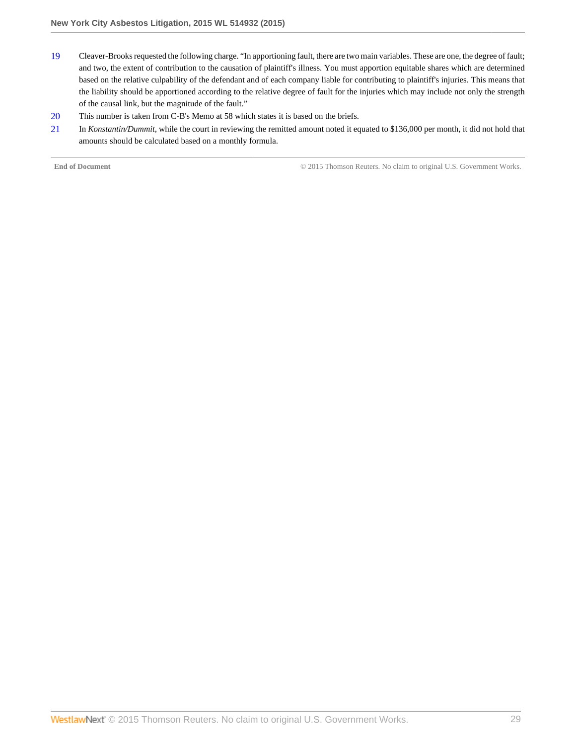19 Cleaver-Brooks requested the following charge. "In apportioning fault, there are two main variables. These are one, the degree of fault; and two, the extent of contribution to the causation of plaintiff's illness. You must apportion equitable shares which are determined based on the relative culpability of the defendant and of each company liable for contributing to plaintiff's injuries. This means that the liability should be apportioned according to the relative degree of fault for the injuries which may include not only the strength of the causal link, but the magnitude of the fault."

20 This number is taken from C-B's Memo at 58 which states it is based on the briefs.

21 In *Konstantin/Dummit*, while the court in reviewing the remitted amount noted it equated to $136,000 per month, it did not hold that amounts should be calculated based on a monthly formula.

**End of Document** © 2015 Thomson Reuters. No claim to original U.S. Government Works.